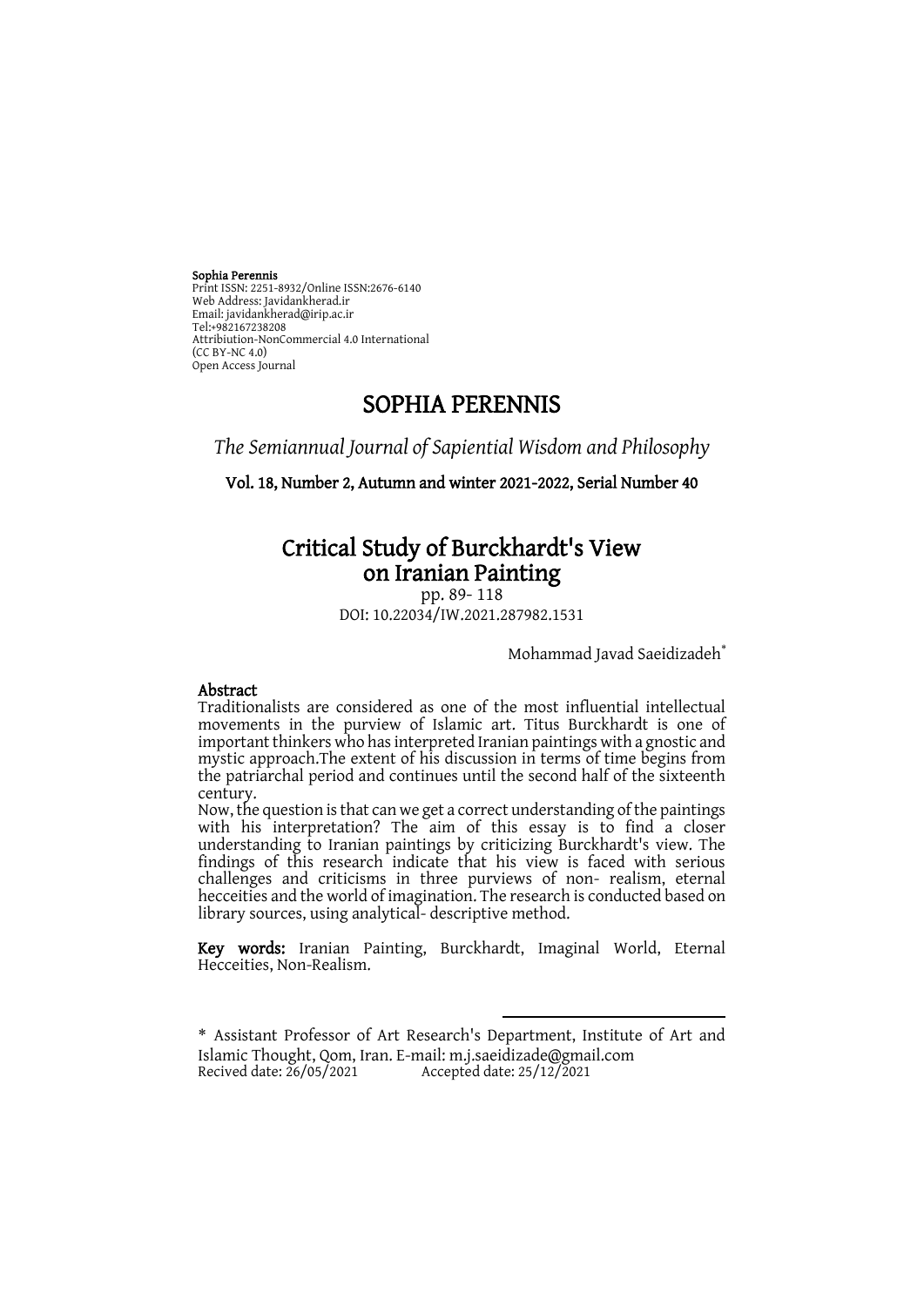**Sophia Perennis**
Print ISSN: 2251-8932/Online ISSN:2676-6140
Web Address: Javidankherad.ir
Email: javidankherad@irip.ac.ir
Tel:+982167238208
Attribiution-NonCommercial 4.0 International
(CC BY-NC 4.0)
Open Access Journal

# SOPHIA PERENNIS

*The Semiannual Journal of Sapiential Wisdom and Philosophy*

**Vol. 18, Number 2, Autumn and winter 2021-2022, Serial Number 40**

# Critical Study of Burckhardt's View on Iranian Painting

pp. 89- 118

DOI: 10.22034/IW.2021.287982.1531

Mohammad Javad Saeidizadeh*

## Abstract

Traditionalists are considered as one of the most influential intellectual movements in the purview of Islamic art. Titus Burckhardt is one of important thinkers who has interpreted Iranian paintings with a gnostic and mystic approach.The extent of his discussion in terms of time begins from the patriarchal period and continues until the second half of the sixteenth century.

Now, the question is that can we get a correct understanding of the paintings with his interpretation? The aim of this essay is to find a closer understanding to Iranian paintings by criticizing Burckhardt's view. The findings of this research indicate that his view is faced with serious challenges and criticisms in three purviews of non- realism, eternal hecceities and the world of imagination. The research is conducted based on library sources, using analytical- descriptive method.

**Key words:** Iranian Painting, Burckhardt, Imaginal World, Eternal Hecceities, Non-Realism.

---

\* Assistant Professor of Art Research's Department, Institute of Art and Islamic Thought, Qom, Iran. E-mail: m.j.saeidizade@gmail.com
Recived date: 26/05/2021 Accepted date: 25/12/2021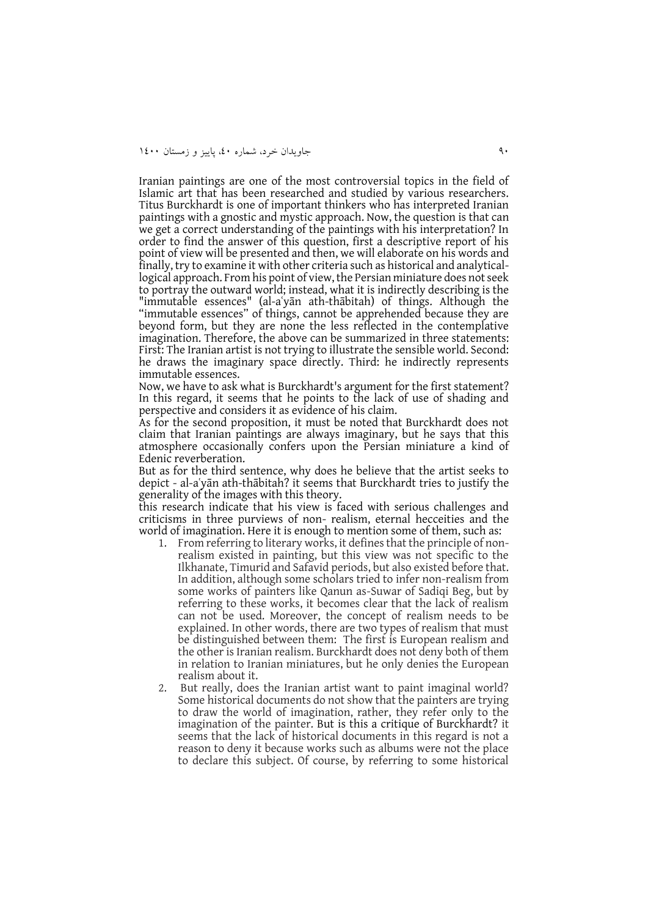Iranian paintings are one of the most controversial topics in the field of Islamic art that has been researched and studied by various researchers. Titus Burckhardt is one of important thinkers who has interpreted Iranian paintings with a gnostic and mystic approach. Now, the question is that can we get a correct understanding of the paintings with his interpretation? In order to find the answer of this question, first a descriptive report of his point of view will be presented and then, we will elaborate on his words and finally, try to examine it with other criteria such as historical and analytical-logical approach. From his point of view, the Persian miniature does not seek to portray the outward world; instead, what it is indirectly describing is the "immutable essences" (al-aʿyān ath-thābitah) of things. Although the "immutable essences" of things, cannot be apprehended because they are beyond form, but they are none the less reflected in the contemplative imagination. Therefore, the above can be summarized in three statements: First: The Iranian artist is not trying to illustrate the sensible world. Second: he draws the imaginary space directly. Third: he indirectly represents immutable essences.

Now, we have to ask what is Burckhardt's argument for the first statement? In this regard, it seems that he points to the lack of use of shading and perspective and considers it as evidence of his claim.

As for the second proposition, it must be noted that Burckhardt does not claim that Iranian paintings are always imaginary, but he says that this atmosphere occasionally confers upon the Persian miniature a kind of Edenic reverberation.

But as for the third sentence, why does he believe that the artist seeks to depict - al-aʿyān ath-thābitah? it seems that Burckhardt tries to justify the generality of the images with this theory.

this research indicate that his view is faced with serious challenges and criticisms in three purviews of non- realism, eternal hecceities and the world of imagination. Here it is enough to mention some of them, such as:

1. From referring to literary works, it defines that the principle of non-realism existed in painting, but this view was not specific to the Ilkhanate, Timurid and Safavid periods, but also existed before that. In addition, although some scholars tried to infer non-realism from some works of painters like Qanun as-Suwar of Sadiqi Beg, but by referring to these works, it becomes clear that the lack of realism can not be used. Moreover, the concept of realism needs to be explained. In other words, there are two types of realism that must be distinguished between them: The first is European realism and the other is Iranian realism. Burckhardt does not deny both of them in relation to Iranian miniatures, but he only denies the European realism about it.
2. But really, does the Iranian artist want to paint imaginal world? Some historical documents do not show that the painters are trying to draw the world of imagination, rather, they refer only to the imagination of the painter. But is this a critique of Burckhardt? it seems that the lack of historical documents in this regard is not a reason to deny it because works such as albums were not the place to declare this subject. Of course, by referring to some historical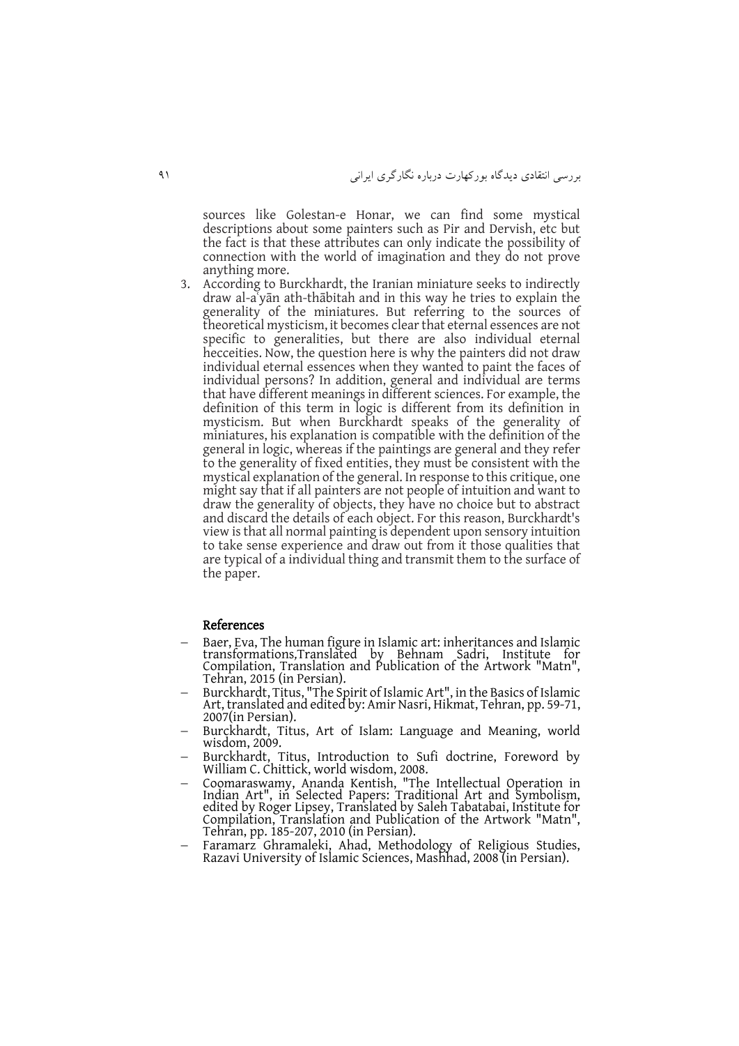sources like Golestan-e Honar, we can find some mystical descriptions about some painters such as Pir and Dervish, etc but the fact is that these attributes can only indicate the possibility of connection with the world of imagination and they do not prove anything more.

3. According to Burckhardt, the Iranian miniature seeks to indirectly draw al-aʿyān ath-thābitah and in this way he tries to explain the generality of the miniatures. But referring to the sources of theoretical mysticism, it becomes clear that eternal essences are not specific to generalities, but there are also individual eternal hecceities. Now, the question here is why the painters did not draw individual eternal essences when they wanted to paint the faces of individual persons? In addition, general and individual are terms that have different meanings in different sciences. For example, the definition of this term in logic is different from its definition in mysticism. But when Burckhardt speaks of the generality of miniatures, his explanation is compatible with the definition of the general in logic, whereas if the paintings are general and they refer to the generality of fixed entities, they must be consistent with the mystical explanation of the general. In response to this critique, one might say that if all painters are not people of intuition and want to draw the generality of objects, they have no choice but to abstract and discard the details of each object. For this reason, Burckhardt's view is that all normal painting is dependent upon sensory intuition to take sense experience and draw out from it those qualities that are typical of a individual thing and transmit them to the surface of the paper.

### References

- Baer, Eva, The human figure in Islamic art: inheritances and Islamic transformations,Translated by Behnam Sadri, Institute for Compilation, Translation and Publication of the Artwork "Matn", Tehran, 2015 (in Persian).
- Burckhardt, Titus, "The Spirit of Islamic Art", in the Basics of Islamic Art, translated and edited by: Amir Nasri, Hikmat, Tehran, pp. 59-71, 2007(in Persian).
- Burckhardt, Titus, Art of Islam: Language and Meaning, world wisdom, 2009.
- Burckhardt, Titus, Introduction to Sufi doctrine, Foreword by William C. Chittick, world wisdom, 2008.
- Coomaraswamy, Ananda Kentish, "The Intellectual Operation in Indian Art", in Selected Papers: Traditional Art and Symbolism, edited by Roger Lipsey, Translated by Saleh Tabatabai, Institute for Compilation, Translation and Publication of the Artwork "Matn", Tehran, pp. 185-207, 2010 (in Persian).
- Faramarz Ghramaleki, Ahad, Methodology of Religious Studies, Razavi University of Islamic Sciences, Mashhad, 2008 (in Persian).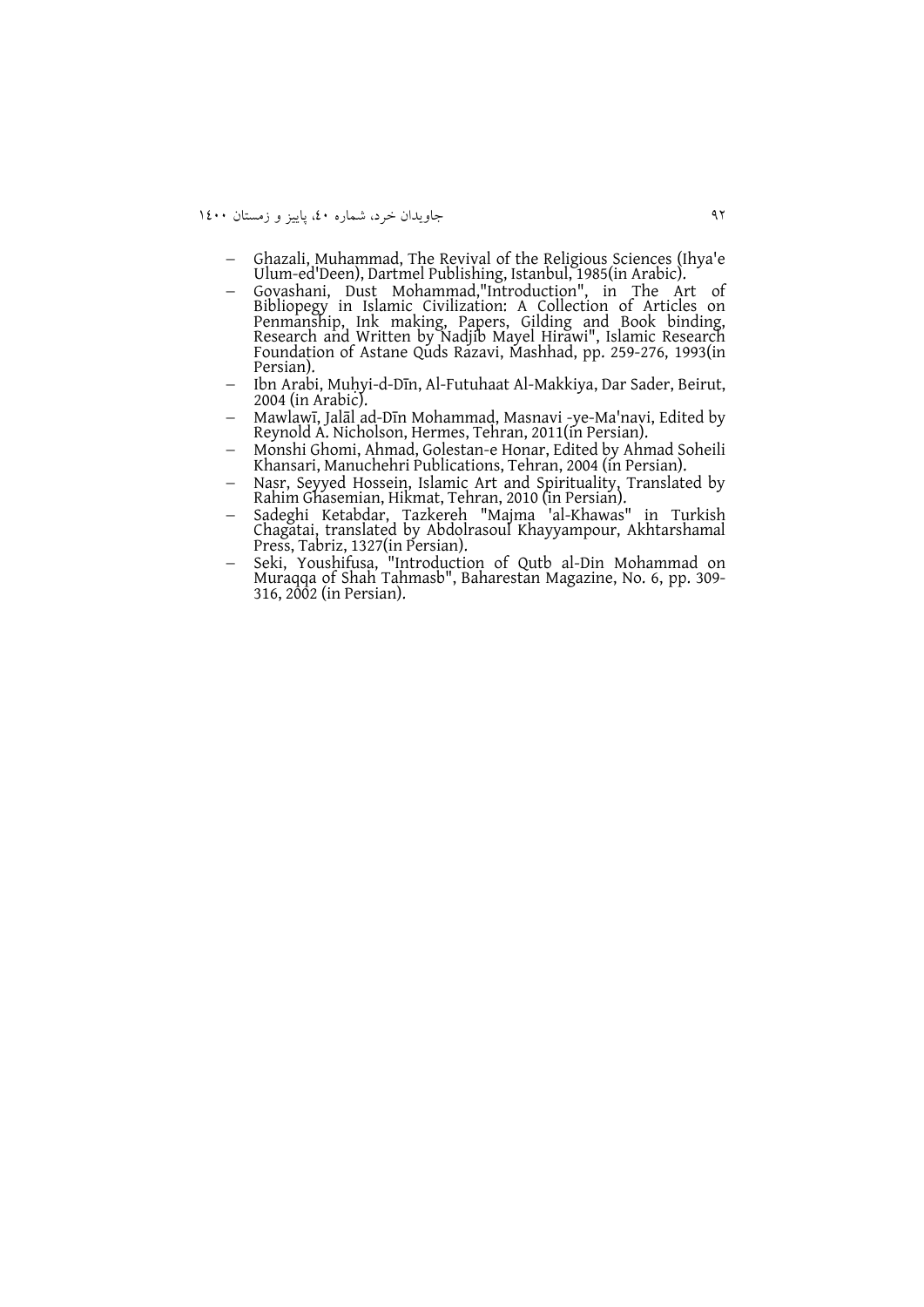- Ghazali, Muhammad, The Revival of the Religious Sciences (Ihya'e Ulum-ed'Deen), Dartmel Publishing, Istanbul, 1985(in Arabic).
- Govashani, Dust Mohammad,"Introduction", in The Art of Bibliopegy in Islamic Civilization: A Collection of Articles on Penmanship, Ink making, Papers, Gilding and Book binding, Research and Written by Nadjib Mayel Hirawi", Islamic Research Foundation of Astane Quds Razavi, Mashhad, pp. 259-276, 1993(in Persian).
- Ibn Arabi, Muhyi-d-Dīn, Al-Futuhaat Al-Makkiya, Dar Sader, Beirut, 2004 (in Arabic).
- Mawlawī, Jalāl ad-Dīn Mohammad, Masnavi -ye-Ma'navi, Edited by Reynold A. Nicholson, Hermes, Tehran, 2011(in Persian).
- Monshi Ghomi, Ahmad, Golestan-e Honar, Edited by Ahmad Soheili Khansari, Manuchehri Publications, Tehran, 2004 (in Persian).
- Nasr, Seyyed Hossein, Islamic Art and Spirituality, Translated by Rahim Ghasemian, Hikmat, Tehran, 2010 (in Persian).
- Sadeghi Ketabdar, Tazkereh "Majma 'al-Khawas" in Turkish Chagatai, translated by Abdolrasoul Khayyampour, Akhtarshamal Press, Tabriz, 1327(in Persian).
- Seki, Youshifusa, "Introduction of Qutb al-Din Mohammad on Muraqqa of Shah Tahmasb", Baharestan Magazine, No. 6, pp. 309-316, 2002 (in Persian).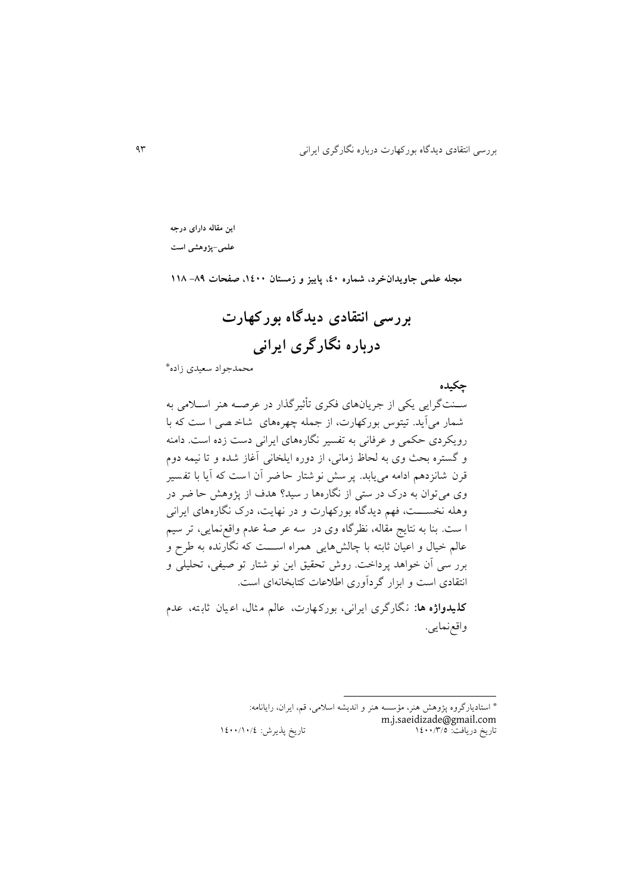**این مقاله دارای درجه علمی-پژوهشی است**

**مجله علمی جاویدان‌خرد، شماره ۴۰، پاییز و زمستان ۱۴۰۰، صفحات ۸۹- ۱۱۸**

# بررسی انتقادی دیدگاه بورکهارت درباره نگارگری ایرانی

محمدجواد سعیدی زاده*

## چکیده

سنت‌گرایی یکی از جریان‌های فکری تأثیرگذار در عرصه هنر اسلامی به شمار می‌آید. تیتوس بورکهارت، از جمله چهره‌های شاخصی است که با رویکردی حکمی و عرفانی به تفسیر نگاره‌های ایرانی دست زده است. دامنه و گستره بحث وی به لحاظ زمانی، از دوره ایلخانی آغاز شده و تا نیمه دوم قرن شانزدهم ادامه می‌یابد. پرسش نوشتار حاضر آن است که آیا با تفسیر وی می‌توان به درک درستی از نگاره‌ها رسید؟ هدف از پژوهش حاضر در وهله نخست، فهم دیدگاه بورکهارت و در نهایت، درک نگاره‌های ایرانی است. بنا به نتایج مقاله، نظرگاه وی در سه عرصهٔ عدم واقع‌نمایی، ترسیم عالم خیال و اعیان ثابته با چالش‌هایی همراه است که نگارنده به طرح و بررسی آن خواهد پرداخت. روش تحقیق این نوشتار توصیفی، تحلیلی و انتقادی است و ابزار گردآوری اطلاعات کتابخانه‌ای است.

**کلیدواژه ها:** نگارگری ایرانی، بورکهارت، عالم مثال، اعیان ثابته، عدم واقع‌نمایی.

---

* استادیارگروه پژوهش هنر، مؤسسه هنر و اندیشه اسلامی، قم، ایران، رایانامه: m.j.saeidizade@gmail.com

تاریخ دریافت: ۱۴۰۰/۳/۵ — تاریخ پذیرش: ۱۴۰۰/۱۰/۴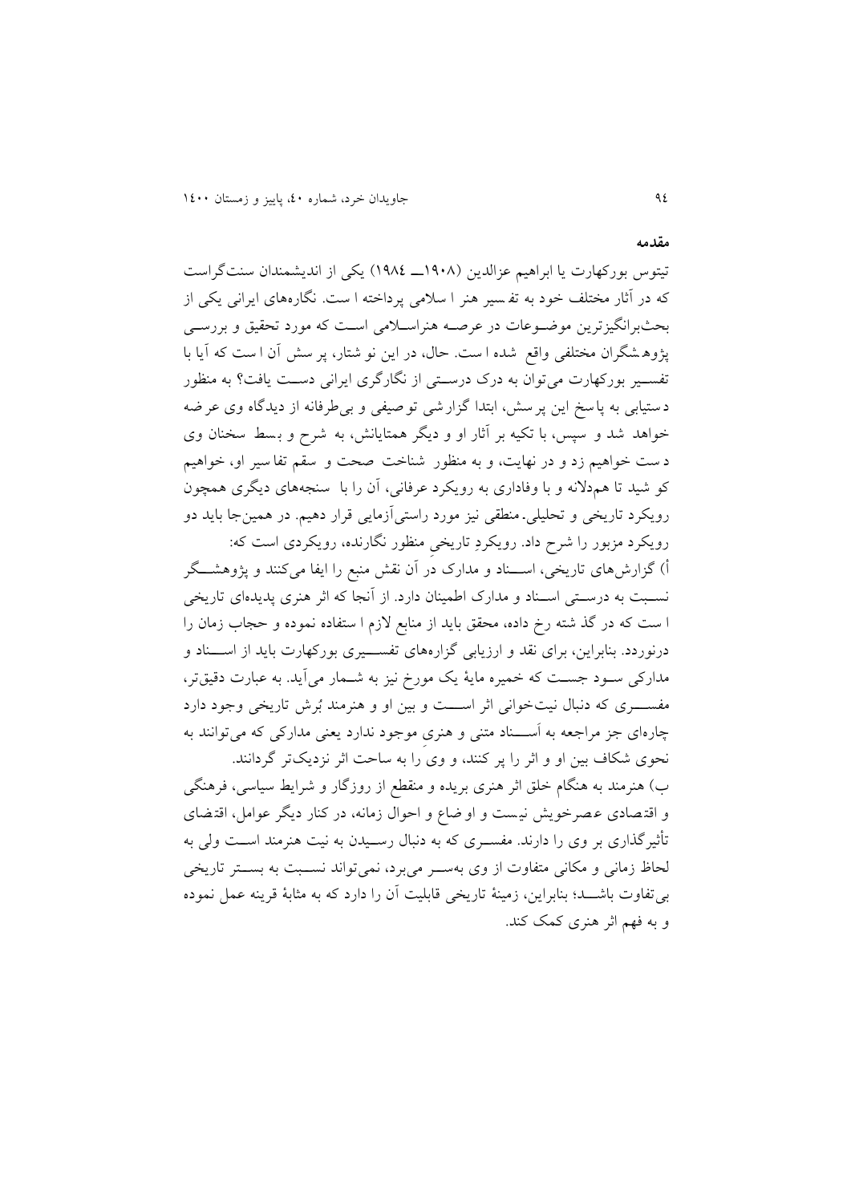## مقدمه

تیتوس بورکهارت یا ابراهیم عزالدین (۱۹۰۸ـ ۱۹۸٤) یکی از اندیشمندان سنت‌گراست که در آثار مختلف خود به تفسیر هنر اسلامی پرداخته است. نگاره‌های ایرانی یکی از بحث‌برانگیزترین موضوعات در عرصه هنراسلامی است که مورد تحقیق و بررسی پژوهشگران مختلفی واقع شده است. حال، در این نوشتار، پرسش آن است که آیا با تفسیر بورکهارت می‌توان به درک درستی از نگارگری ایرانی دست یافت؟ به منظور دستیابی به پاسخ این پرسش، ابتدا گزارشی توصیفی و بی‌طرفانه از دیدگاه وی عرضه خواهد شد و سپس، با تکیه بر آثار او و دیگر همتایانش، به شرح و بسط سخنان وی دست خواهیم زد و در نهایت، و به منظور شناخت صحت و سقم تفاسیر او، خواهیم کوشید تا هم‌دلانه و با وفاداری به رویکرد عرفانی، آن را با سنجه‌های دیگری همچون رویکرد تاریخی و تحلیلی-منطقی نیز مورد راستی‌آزمایی قرار دهیم. در همین‌جا باید دو رویکرد مزبور را شرح داد. رویکردِ تاریخیِ منظور نگارنده، رویکردی است که:

أ) گزارش‌های تاریخی، اسناد و مدارک در آن نقش منبع را ایفا می‌کنند و پژوهشگر نسبت به درستی اسناد و مدارک اطمینان دارد. از آنجا که اثر هنری پدیده‌ای تاریخی است که در گذشته رخ داده، محقق باید از منابع لازم استفاده نموده و حجاب زمان را درنوردد. بنابراین، برای نقد و ارزیابی گزاره‌های تفسیری بورکهارت باید از اسناد و مدارکی سود جست که خمیره مایهٔ یک مورخ نیز به شمار می‌آید. به عبارت دقیق‌تر، مفسری که دنبال نیت‌خوانی اثر است و بین او و هنرمند بُرش تاریخی وجود دارد چاره‌ای جز مراجعه به اَسناد متنی و هنریِ موجود ندارد یعنی مدارکی که می‌توانند به نحوی شکاف بین او و اثر را پر کنند، و وی را به ساحت اثر نزدیک‌تر گردانند.

ب) هنرمند به هنگام خلق اثر هنری بریده و منقطع از روزگار و شرایط سیاسی، فرهنگی و اقتصادی عصرخویش نیست و اوضاع و احوال زمانه، در کنار دیگر عوامل، اقتضای تأثیرگذاری بر وی را دارند. مفسری که به دنبال رسیدن به نیت هنرمند است ولی به لحاظ زمانی و مکانی متفاوت از وی به‌سر می‌برد، نمی‌تواند نسبت به بستر تاریخی بی‌تفاوت باشد؛ بنابراین، زمینهٔ تاریخی قابلیت آن را دارد که به مثابهٔ قرینه عمل نموده و به فهم اثر هنری کمک کند.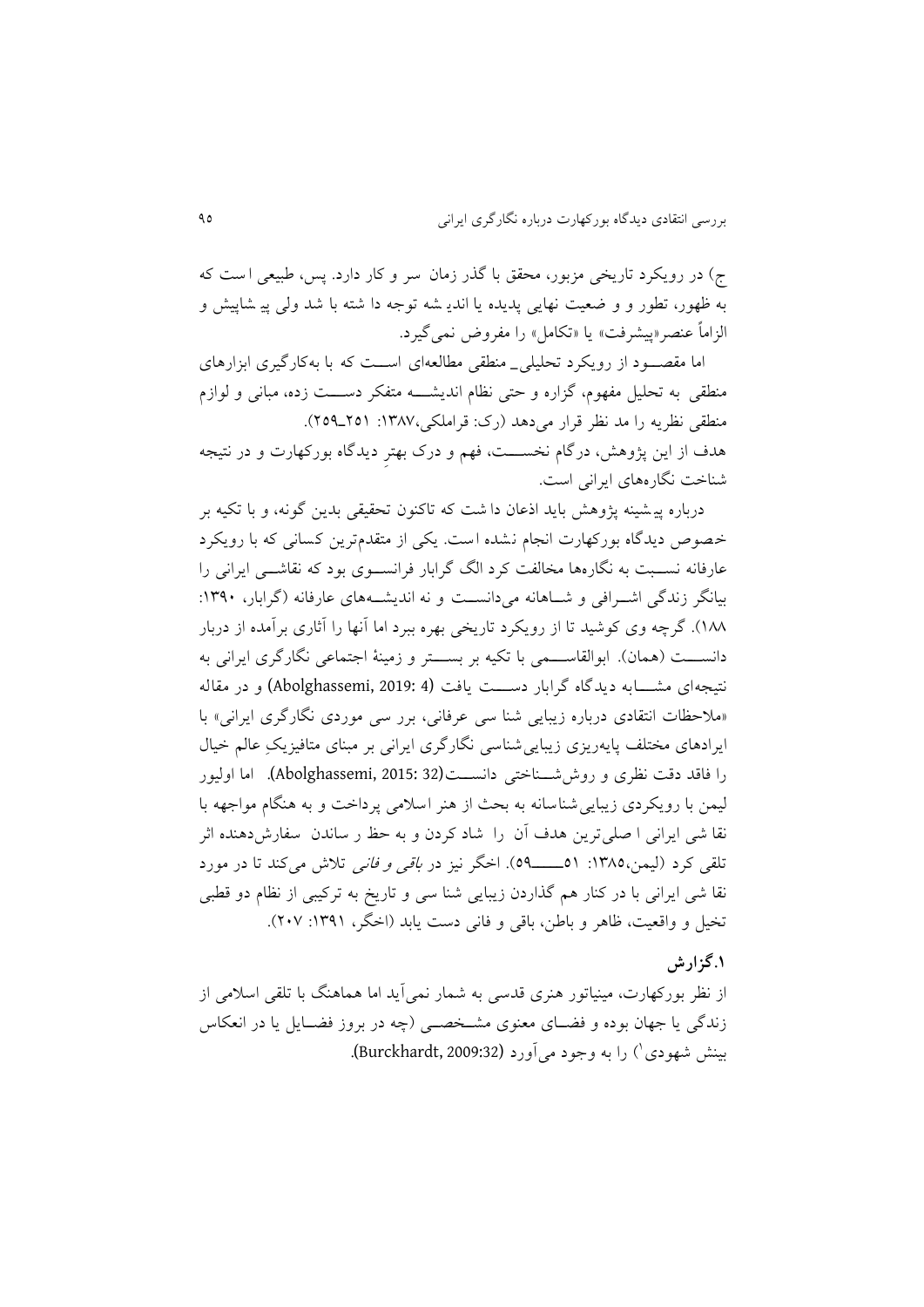ج) در رویکرد تاریخی مزبور، محقق با گذر زمان سر و کار دارد. پس، طبیعی است که به ظهور، تطور و وضعیت نهایی پدیده یا اندیشه توجه داشته با شد ولی پیشاپیش و الزاماً عنصر «پیشرفت» یا «تکامل» را مفروض نمی‌گیرد.

اما مقصود از رویکرد تحلیلی_ منطقی مطالعه‌ای است که با به‌کارگیری ابزارهای منطقی به تحلیل مفهوم، گزاره و حتی نظام اندیشه متفکر دست زده، مبانی و لوازم منطقی نظریه را مد نظر قرار می‌دهد (رک: قراملکی،۱۳۸۷: ۲۵۱_۲۵۹).

هدف از این پژوهش، درگام نخست، فهم و درک بهترِ دیدگاه بورکهارت و در نتیجه شناخت نگاره‌های ایرانی است.

درباره پیشینه پژوهش باید اذعان داشت که تاکنون تحقیقی بدین گونه، و با تکیه بر خصوص دیدگاه بورکهارت انجام نشده است. یکی از متقدم‌ترین کسانی که با رویکرد عارفانه نسبت به نگاره‌ها مخالفت کرد الگ گرابار فرانسوی بود که نقاشی ایرانی را بیانگر زندگی اشرافی و شاهانه می‌دانست و نه اندیشه‌های عارفانه (گرابار، ۱۳۹۰: ۱۸۸). گرچه وی کوشید تا از رویکرد تاریخی بهره ببرد اما آنها را آثاری برآمده از دربار دانست (همان). ابوالقاسمی با تکیه بر بستر و زمینهٔ اجتماعی نگارگری ایرانی به نتیجه‌ای مشابه دیدگاه گرابار دست یافت (Abolghassemi, 2019: 4) و در مقاله «ملاحظات انتقادی درباره زیبایی شناسی عرفانی، برر سی موردی نگارگری ایرانی» با ایرادهای مختلف پایه‌ریزی زیبایی‌شناسی نگارگری ایرانی بر مبنای متافیزیکِ عالم خیال را فاقد دقت نظری و روش‌شناختی دانست(Abolghassemi, 2015: 32). اما اولیور لیمن با رویکردی زیبایی‌شناسانه به بحث از هنر اسلامی پرداخت و به هنگام مواجهه با نقاشی ایرانی اصلی‌ترین هدف آن را شاد کردن و به حظ رساندن سفارش‌دهنده اثر تلقی کرد (لیمن،۱۳۸۵: ۵۱ــــ۵۹). اخگر نیز در *باقی و فانی* تلاش می‌کند تا در مورد نقاشی ایرانی با در کنار هم گذاردن زیبایی شناسی و تاریخ به ترکیبی از نظام دو قطبی تخیل و واقعیت، ظاهر و باطن، باقی و فانی دست یابد (اخگر، ۱۳۹۱: ۲۰۷).

## ۱.گزارش

از نظر بورکهارت، مینیاتور هنری قدسی به شمار نمی‌آید اما هماهنگ با تلقی اسلامی از زندگی یا جهان بوده و فضای معنوی مشخصی (چه در بروز فضایل یا در انعکاس بینش شهودی[۱]) را به وجود می‌آورد (Burckhardt, 2009:32).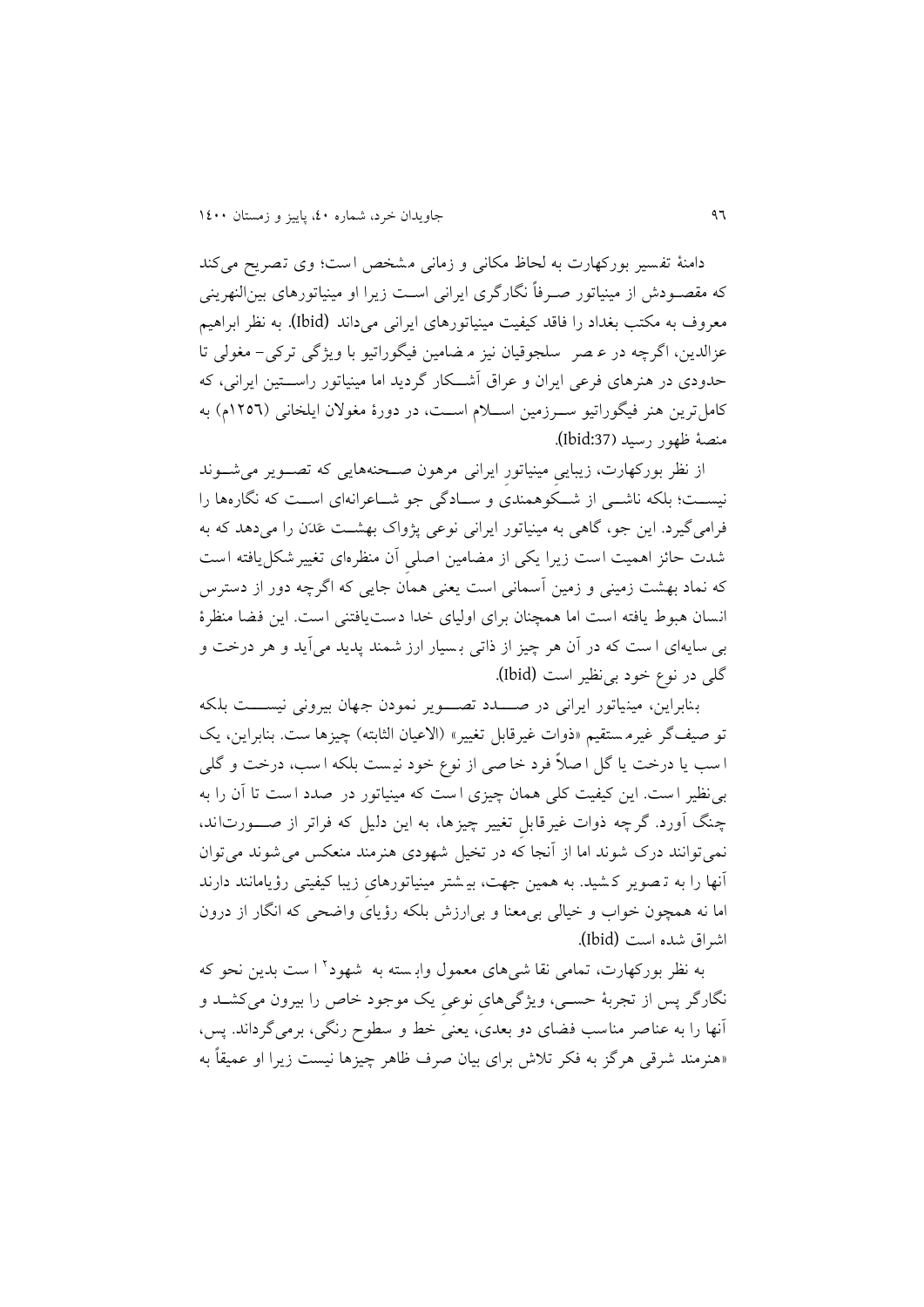دامنهٔ تفسیر بورکهارت به لحاظ مکانی و زمانی مشخص است؛ وی تصریح می‌کند که مقصودش از مینیاتور صرفاً نگارگری ایرانی است زیرا او مینیاتورهای بین‌النهرینی معروف به مکتب بغداد را فاقد کیفیت مینیاتورهای ایرانی می‌داند (Ibid). به نظر ابراهیم عزالدین، اگرچه در عصر سلجوقیان نیز مضامین فیگوراتیو با ویژگی ترکی- مغولی تا حدودی در هنرهای فرعی ایران و عراق آشکار گردید اما مینیاتور راستین ایرانی، که کامل‌ترین هنر فیگوراتیو سرزمین اسلام است، در دورهٔ مغولان ایلخانی (۱۲۵۶م) به منصهٔ ظهور رسید (Ibid:37).

از نظر بورکهارت، زیبایی مینیاتور ایرانی مرهون صحنه‌هایی که تصویر می‌شوند نیست؛ بلکه ناشی از شکوهمندی و سادگی جو شاعرانه‌ای است که نگاره‌ها را فرامی‌گیرد. این جو، گاهی به مینیاتور ایرانی نوعی پژواک بهشت عَدَن را می‌دهد که به شدت حائز اهمیت است زیرا یکی از مضامین اصلی آن منظره‌ای تغییرشکل‌یافته است که نماد بهشت زمینی و زمین آسمانی است یعنی همان جایی که اگرچه دور از دسترس انسان هبوط یافته است اما همچنان برای اولیای خدا دست‌یافتنی است. این فضا منظرهٔ بی سایه‌ای است که در آن هر چیز از ذاتی بسیار ارزشمند پدید می‌آید و هر درخت و گلی در نوع خود بی‌نظیر است (Ibid).

بنابراین، مینیاتور ایرانی در صدد تصویر نمودن جهان بیرونی نیست بلکه توصیف‌گر غیرمستقیم «ذوات غیرقابل تغییر» (الاعیان الثابته) چیزهاست. بنابراین، یک اسب یا درخت یا گل اصلاً فرد خاصی از نوع خود نیست بلکه اسب، درخت و گلی بی‌نظیر است. این کیفیت کلی همان چیزی است که مینیاتور در صدد است تا آن را به چنگ آورد. گرچه ذوات غیرقابل تغییر چیزها، به این دلیل که فراتر از صورت‌اند، نمی‌توانند درک شوند اما از آنجا که در تخیل شهودی هنرمند منعکس می‌شوند می‌توان آنها را به تصویر کشید. به همین جهت، بیشتر مینیاتورهای زیبا کیفیتی رؤیامانند دارند اما نه همچون خواب و خیالی بی‌معنا و بی‌ارزش بلکه رؤیای واضحی که انگار از درون اشراق شده است (Ibid).

به نظر بورکهارت، تمامی نقاشی‌های معمول وابسته به شهود[2] است بدین نحو که نگارگر پس از تجربهٔ حسی، ویژگی‌های نوعی یک موجود خاص را بیرون می‌کشد و آنها را به عناصر مناسب فضای دو بعدی، یعنی خط و سطوح رنگی، برمی‌گرداند. پس، «هنرمند شرقی هرگز به فکر تلاش برای بیان صرف ظاهر چیزها نیست زیرا او عمیقاً به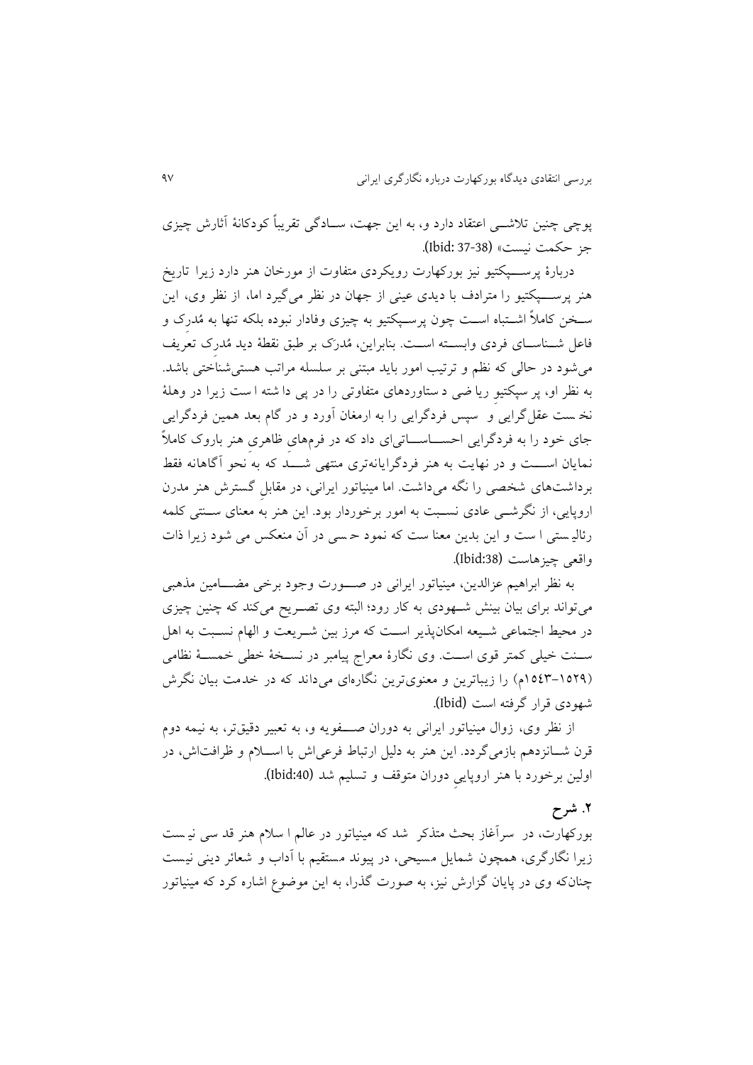پوچی چنین تلاشی اعتقاد دارد و، به این جهت، سادگی تقریباً کودکانهٔ آثارش چیزی جز حکمت نیست» (Ibid: 37-38).

دربارهٔ پرسپکتیو نیز بورکهارت رویکردی متفاوت از مورخان هنر دارد زیرا تاریخ هنر پرسپکتیو را مترادف با دیدی عینی از جهان در نظر می‌گیرد اما، از نظر وی، این سخن کاملاً اشتباه است چون پرسپکتیو به چیزی وفادار نبوده بلکه تنها به مُدرک و فاعل شناسای فردی وابسته است. بنابراین، مُدرَک بر طبق نقطهٔ دید مُدرِک تعریف می‌شود در حالی که نظم و ترتیب امور باید مبتنی بر سلسله مراتب هستی‌شناختی باشد. به نظر او، پرسپکتیو ریاضی دستاوردهای متفاوتی را در پی داشته است زیرا در وهلهٔ نخست عقل‌گرایی و سپس فردگرایی را به ارمغان آورد و در گام بعد همین فردگرایی جای خود را به فردگرایی احساساتی‌ای داد که در فرم‌های ظاهری هنر باروک کاملاً نمایان است و در نهایت به هنر فردگرایانه‌تری منتهی شد که به نحو آگاهانه فقط برداشت‌های شخصی را نگه می‌داشت. اما مینیاتور ایرانی، در مقابلِ گسترش هنر مدرن اروپایی، از نگرشی عادی نسبت به امور برخوردار بود. این هنر به معنای سنتی کلمه رئالیستی است و این بدین معنا ست که نمود حسی در آن منعکس می شود زیرا ذات واقعی چیزهاست (Ibid:38).

به نظر ابراهیم عزالدین، مینیاتور ایرانی در صورت وجود برخی مضامین مذهبی می‌تواند برای بیان بینش شهودی به کار رود؛ البته وی تصریح می‌کند که چنین چیزی در محیط اجتماعی شیعه امکان‌پذیر است که مرز بین شریعت و الهام نسبت به اهل سنت خیلی کمتر قوی است. وی نگارهٔ معراج پیامبر در نسخهٔ خطی خمسهٔ نظامی (۱۵۲۹–۱۵۴۳م) را زیباترین و معنوی‌ترین نگاره‌ای می‌داند که در خدمت بیان نگرش شهودی قرار گرفته است (Ibid).

از نظر وی، زوال مینیاتور ایرانی به دوران صفویه و، به تعبیر دقیق‌تر، به نیمه دوم قرن شانزدهم بازمی‌گردد. این هنر به دلیل ارتباط فرعی‌اش با اسلام و ظرافت‌اش، در اولین برخورد با هنر اروپاییِ دوران متوقف و تسلیم شد (Ibid:40).

## ۲. شرح

بورکهارت، در سرآغاز بحث متذکر شد که مینیاتور در عالم اسلام هنر قدسی نیست زیرا نگارگری، همچون شمایل مسیحی، در پیوند مستقیم با آداب و شعائر دینی نیست چنان‌که وی در پایان گزارش نیز، به صورت گذرا، به این موضوع اشاره کرد که مینیاتور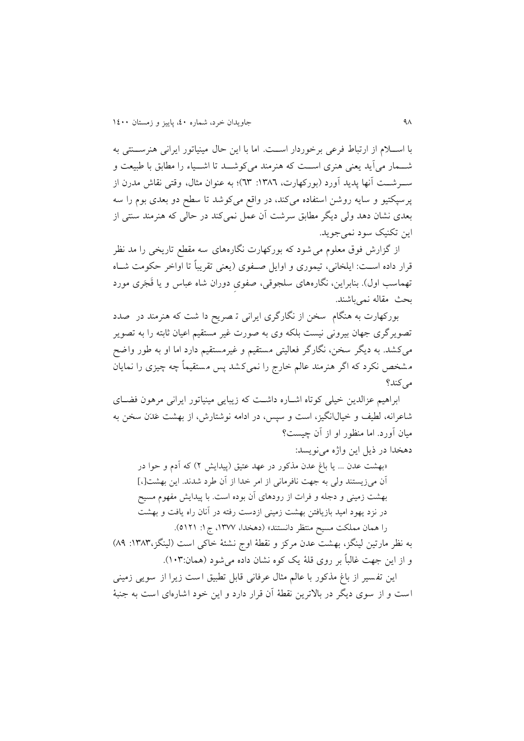با اسلام از ارتباط فرعی برخوردار است. اما با این حال مینیاتور ایرانی هنرسنتی به شمار می‌آید یعنی هنری است که هنرمند می‌کوشد تا اشیاء را مطابق با طبیعت و سرشت آنها پدید آورد (بورکهارت، ۱۳۸۶: ٦۳)؛ به عنوان مثال، وقتی نقاش مدرن از پرسپکتیو و سایه روشن استفاده می‌کند، در واقع می‌کوشد تا سطح دو بعدی بوم را سه بعدی نشان دهد ولی دیگر مطابق سرشت آن عمل نمی‌کند در حالی که هنرمند سنتی از این تکنیک سود نمی‌جوید.

از گزارش فوق معلوم می‌شود که بورکهارت نگاره‌های سه مقطع تاریخی را مد نظر قرار داده است: ایلخانی، تیموری و اوایل صفوی (یعنی تقریباً تا اواخر حکومت شاه تهماسب اول). بنابراین، نگاره‌های سلجوقی، صفویِ دوران شاه عباس و یا قَجَری مورد بحث مقاله نمی‌باشند.

بورکهارت به هنگام سخن از نگارگری ایرانی تصریح داشت که هنرمند در صدد تصویرگری جهان بیرونی نیست بلکه وی به صورت غیر مستقیم اعیان ثابته را به تصویر می‌کشد. به دیگر سخن، نگارگر فعالیتی مستقیم و غیرمستقیم دارد اما او به طور واضح مشخص نکرد که اگر هنرمند عالم خارج را نمی‌کشد پس مستقیماً چه چیزی را نمایان می‌کند؟

ابراهیم عزالدین خیلی کوتاه اشاره داشت که زیبایی مینیاتور ایرانی مرهون فضای شاعرانه، لطیف و خیال‌انگیز، است و سپس، در ادامه نوشتارش، از بهشت عَدَن سخن به میان آورد. اما منظور او از آن چیست؟

دهخدا در ذیل این واژه می‌نویسد:

> «بهشت عدن ... یا باغ عدن مذکور در عهد عتیق (پیدایش ۲) که آدم و حوا در آن می‌زیستند ولی به جهت نافرمانی از امر خدا از آن طرد شدند. این بهشت[،] بهشت زمینی و دجله و فرات از رودهای آن بوده است. با پیدایش مفهوم مسیح در نزد یهود امید بازیافتن بهشت زمینی ازدست رفته در آنان راه یافت و بهشت را همان مملکت مسیح منتظر دانستند» (دهخدا، ۱۳۷۷، ج ۱: ۵۱۲۱).

به نظر مارتین لینگز، بهشت عدن مرکز و نقطهٔ اوج نشئهٔ خاکی است (لینگز،۱۳۸۳: ۸۹) و از این جهت غالباً بر روی قلهٔ یک کوه نشان داده می‌شود (همان:۱۰۳).

این تفسیر از باغ مذکور با عالم مثال عرفانی قابل تطبیق است زیرا از سویی زمینی است و از سوی دیگر در بالاترین نقطهٔ آن قرار دارد و این خود اشاره‌ای است به جنبهٔ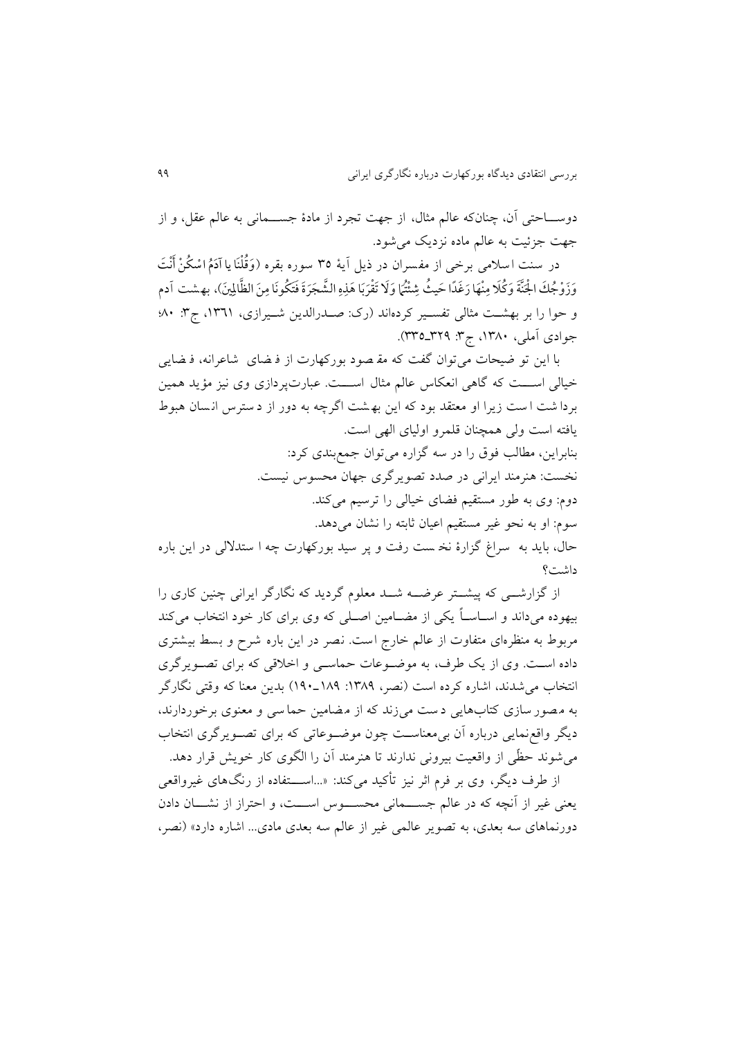دوســاحتی آن، چنان‌که عالم مثال، از جهت تجرد از مادهٔ جســمانی به عالم عقل، و از جهت جزئیت به عالم ماده نزدیک می‌شود.

در سنت اسلامی برخی از مفسران در ذیل آیهٔ ۳۵ سوره بقره (وَقُلْنَا يَا آدَمُ اسْكُنْ أَنْتَ وَزَوْجُكَ الْجَنَّةَ وَكُلَا مِنْهَا رَغَدًا حَيْثُ شِئْتُمَا وَلَا تَقْرَبَا هَٰذِهِ الشَّجَرَةَ فَتَكُونَا مِنَ الظَّالِمِينَ)، بهشت آدم و حوا را بر بهشت مثالی تفسیر کرده‌اند (رک: صدرالدین شیرازی، ۱۳۶۱، ج۳: ۸۰؛ جوادی آملی، ۱۳۸۰، ج۳: ۳۲۹ـ۳۳۵).

با این توضیحات می‌توان گفت که مقصود بورکهارت از فضای شاعرانه، فضایی خیالی است که گاهی انعکاس عالم مثال است. عبارت‌پردازی وی نیز مؤید همین برداشت است زیرا او معتقد بود که این بهشت اگرچه به دور از دسترس انسان هبوط یافته است ولی همچنان قلمرو اولیای الهی است.

بنابراین، مطالب فوق را در سه گزاره می‌توان جمع‌بندی کرد:

نخست: هنرمند ایرانی در صدد تصویرگری جهان محسوس نیست.

دوم: وی به طور مستقیم فضای خیالی را ترسیم می‌کند.

سوم: او به نحو غیر مستقیم اعیان ثابته را نشان می‌دهد.

حال، باید به سراغ گزارهٔ نخست رفت و پرسید بورکهارت چه استدلالی در این باره داشت؟

از گزارشــی که پیشــتر عرضــه شــد معلوم گردید که نگارگر ایرانی چنین کاری را بیهوده می‌داند و اســاساً یکی از مضــامین اصــلی که وی برای کار خود انتخاب می‌کند مربوط به منظره‌ای متفاوت از عالم خارج است. نصر در این باره شرح و بسط بیشتری داده اســت. وی از یک طرف، به موضــوعات حماســی و اخلاقی که برای تصــویرگری انتخاب می‌شدند، اشاره کرده است (نصر، ۱۳۸۹: ۱۸۹ـ۱۹۰) بدین معنا که وقتی نگارگر به مصورسازی کتاب‌هایی دست می‌زند که از مضامین حماسی و معنوی برخوردارند، دیگر واقع‌نمایی درباره آن بی‌معناســت چون موضــوعاتی که برای تصــویرگری انتخاب می‌شوند حظّی از واقعیت بیرونی ندارند تا هنرمند آن را الگوی کار خویش قرار دهد.

از طرف دیگر، وی بر فرم اثر نیز تأکید می‌کند: «...اســتفاده از رنگ‌های غیرواقعی یعنی غیر از آنچه که در عالم جســمانی محســوس اســت، و احتراز از نشــان دادن دورنماهای سه بعدی، به تصویر عالمی غیر از عالم سه بعدی مادی... اشاره دارد» (نصر،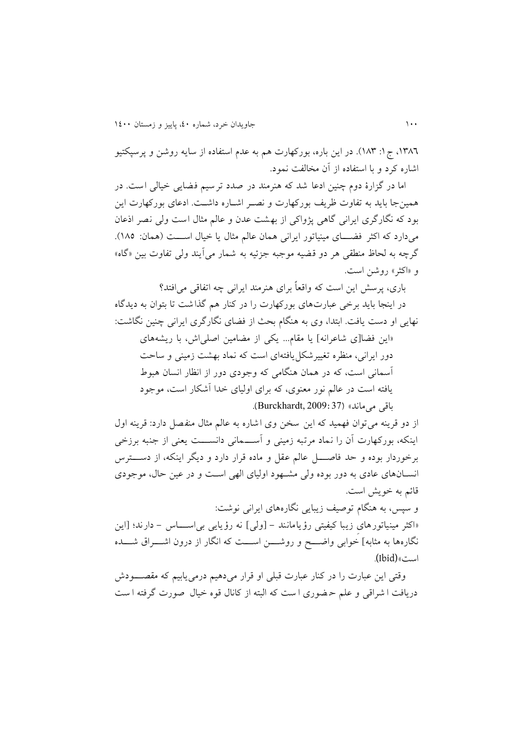١٣٨٦، ج ١: ١٨٣). در این باره، بورکهارت هم به عدم استفاده از سایه روشن و پرسپکتیو اشاره کرد و با استفاده از آن مخالفت نمود.

اما در گزارۀ دوم چنین ادعا شد که هنرمند در صدد ترسیم فضایی خیالی است. در همین‌جا باید به تفاوت ظریف بورکهارت و نصر اشاره داشت. ادعای بورکهارت این بود که نگارگری ایرانی گاهی پژواکی از بهشت عدن و عالم مثال است ولی نصر اذعان می‌دارد که اکثر فضای مینیاتور ایرانی همان عالم مثال یا خیال است (همان: ١٨٥). گرچه به لحاظ منطقی هر دو قضیه موجبه جزئیه به شمار می‌آیند ولی تفاوت بین «گاه» و «اکثر» روشن است.

باری، پرسش این است که واقعاً برای هنرمند ایرانی چه اتفاقی می‌افتد؟

در اینجا باید برخی عبارت‌های بورکهارت را در کنار هم گذاشت تا بتوان به دیدگاه نهایی او دست یافت. ابتدا، وی به هنگام بحث از فضای نگارگری ایرانی چنین نگاشت:

> «این فضا[ی شاعرانه] یا مقام... یکی از مضامین اصلی‌اش، با ریشه‌های دور ایرانی، منظره تغییرشکل‌یافته‌ای است که نماد بهشت زمینی و ساحت آسمانی است، که در همان هنگامی که وجودی دور از انظار انسان هبوط یافته است در عالم نور معنوی، که برای اولیای خدا آشکار است، موجود باقی می‌ماند» (Burckhardt, 2009: 37).

از دو قرینه می‌توان فهمید که این سخن وی اشاره به عالم مثال منفصل دارد: قرینه اول اینکه، بورکهارت آن را نماد مرتبه زمینی و آسمانی دانست یعنی از جنبه برزخی برخوردار بوده و حد فاصل عالم عقل و ماده قرار دارد و دیگر اینکه، از دسترس انسان‌های عادی به دور بوده ولی مشهود اولیای الهی است و در عین حال، موجودی قائم به خویش است.

و سپس، به هنگام توصیف زیبایی نگاره‌های ایرانی نوشت:

«اکثر مینیاتورهای زیبا کیفیتی رؤیامانند - [ولی] نه رؤیایی بی‌اساس - دارند؛ [این نگاره‌ها به مثابه] خوابی واضح و روشن است که انگار از درون اشراق شده است»(Ibid).

وقتی این عبارت را در کنار عبارت قبلی او قرار می‌دهیم درمی‌یابیم که مقصودش دریافت اشراقی و علم حضوری است که البته از کانال قوه خیال صورت گرفته است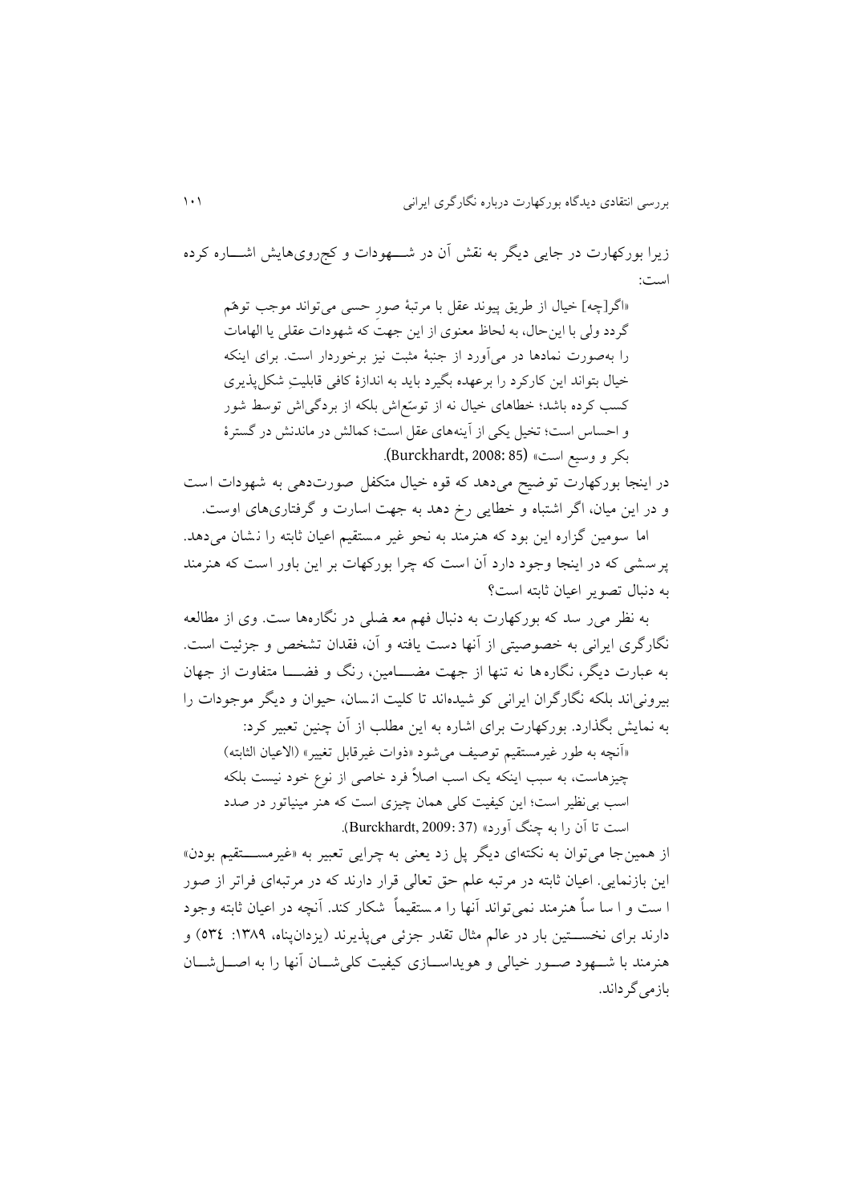زیرا بورکهارت در جایی دیگر به نقش آن در شـــهودات و کج‌روی‌هایش اشـــاره کرده است:

> «اگر[چه] خیال از طریق پیوند عقل با مرتبهٔ صورِ حسی می‌تواند موجب توهّم گردد ولی با این‌حال، به لحاظ معنوی از این جهت که شهودات عقلی یا الهامات را به‌صورت نمادها در می‌آورد از جنبهٔ مثبت نیز برخوردار است. برای اینکه خیال بتواند این کارکرد را برعهده بگیرد باید به اندازهٔ کافی قابلیتِ شکل‌پذیری کسب کرده باشد؛ خطاهای خیال نه از توسّع‌اش بلکه از بردگی‌اش توسط شور و احساس است؛ تخیل یکی از آینه‌های عقل است؛ کمالش در ماندنش در گسترهٔ بکر و وسیع است» (Burckhardt, 2008: 85).

در اینجا بورکهارت توضیح می‌دهد که قوه خیال متکفل صورت‌دهی به شهودات است و در این میان، اگر اشتباه و خطایی رخ دهد به جهت اسارت و گرفتاری‌های اوست.

اما سومین گزاره این بود که هنرمند به نحو غیر مستقیم اعیان ثابته را نشان می‌دهد. پرسشی که در اینجا وجود دارد آن است که چرا بورکهات بر این باور است که هنرمند به دنبال تصویر اعیان ثابته است؟

به نظر می‌رسد که بورکهارت به دنبال فهم معضلی در نگاره‌هاست. وی از مطالعه نگارگری ایرانی به خصوصیتی از آنها دست یافته و آن، فقدان تشخص و جزئیت است. به عبارت دیگر، نگاره‌ها نه تنها از جهت مضـــامین، رنگ و فضـــا متفاوت از جهان بیرونی‌اند بلکه نگارگران ایرانی کو شیده‌اند تا کلیت انسان، حیوان و دیگر موجودات را به نمایش بگذارد. بورکهارت برای اشاره به این مطلب از آن چنین تعبیر کرد:

> «آنچه به طور غیرمستقیم توصیف می‌شود «ذوات غیرقابل تغییر» (الاعیان الثابته) چیزهاست، به سبب اینکه یک اسب اصلاً فرد خاصی از نوع خود نیست بلکه اسب بی‌نظیر است؛ این کیفیت کلی همان چیزی است که هنر مینیاتور در صدد است تا آن را به چنگ آورد» (Burckhardt, 2009: 37).

از همین‌جا می‌توان به نکته‌ای دیگر پل زد یعنی به چرایی تعبیر به «غیرمســـتقیم بودن» این بازنمایی. اعیان ثابته در مرتبه علم حق تعالی قرار دارند که در مرتبه‌ای فراتر از صور است و اساساً هنرمند نمی‌تواند آنها را مستقیماً شکار کند. آنچه در اعیان ثابته وجود دارند برای نخســـتین بار در عالم مثال تقدر جزئی می‌پذیرند (یزدان‌پناه، ۱۳۸۹: ۵۳٤) و هنرمند با شــهود صــور خیالی و هویداســازی کیفیت کلی‌شــان آنها را به اصــل‌شــان بازمی‌گرداند.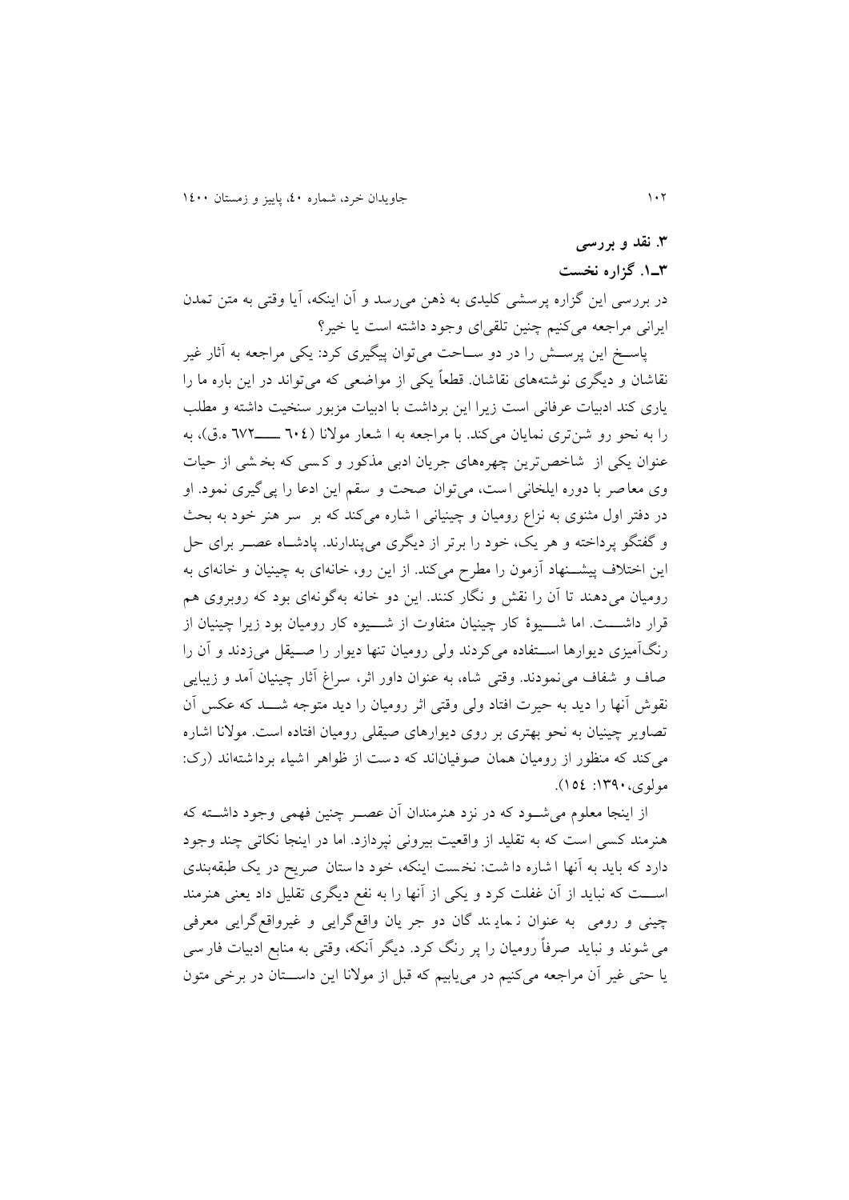## ۳. نقد و بررسی

### ۳ـ۱. گزاره نخست

در بررسی این گزاره پرسشی کلیدی به ذهن می‌رسد و آن اینکه، آیا وقتی به متن تمدن ایرانی مراجعه می‌کنیم چنین تلقی‌ای وجود داشته است یا خیر؟

پاسخ این پرسش را در دو ساحت می‌توان پیگیری کرد: یکی مراجعه به آثار غیر نقاشان و دیگری نوشته‌های نقاشان. قطعاً یکی از مواضعی که می‌تواند در این باره ما را یاری کند ادبیات عرفانی است زیرا این برداشت با ادبیات مزبور سنخیت داشته و مطلب را به نحو روشن‌تری نمایان می‌کند. با مراجعه به اشعار مولانا (٦٠٤ ــــ ٦٧٢ ه.ق)، به عنوان یکی از شاخص‌ترین چهره‌های جریان ادبی مذکور و کسی که بخشی از حیات وی معاصر با دوره ایلخانی است، می‌توان صحت و سقم این ادعا را پی‌گیری نمود. او در دفتر اول مثنوی به نزاع رومیان و چینیانی اشاره می‌کند که بر سر هنر خود به بحث و گفتگو پرداخته و هر یک، خود را برتر از دیگری می‌پندارند. پادشاه عصر برای حل این اختلاف پیشنهاد آزمون را مطرح می‌کند. از این رو، خانه‌ای به چینیان و خانه‌ای به رومیان می‌دهند تا آن را نقش و نگار کنند. این دو خانه به‌گونه‌ای بود که روبروی هم قرار داشت. اما شیوهٔ کار چینیان متفاوت از شیوه کار رومیان بود زیرا چینیان از رنگ‌آمیزی دیوارها استفاده می‌کردند ولی رومیان تنها دیوار را صیقل می‌زدند و آن را صاف و شفاف می‌نمودند. وقتی شاه، به عنوان داور اثر، سراغ آثار چینیان آمد و زیبایی نقوش آنها را دید به حیرت افتاد ولی وقتی اثر رومیان را دید متوجه شد که عکس آن تصاویر چینیان به نحو بهتری بر روی دیوارهای صیقلی رومیان افتاده است. مولانا اشاره می‌کند که منظور از رومیان همان صوفیان‌اند که دست از ظواهر اشیاء برداشته‌اند (رک: مولوی، ۱۳۹۰: ١٥٤).

از اینجا معلوم می‌شود که در نزد هنرمندان آن عصر چنین فهمی وجود داشته که هنرمند کسی است که به تقلید از واقعیت بیرونی نپردازد. اما در اینجا نکاتی چند وجود دارد که باید به آنها اشاره داشت: نخست اینکه، خود داستان صریح در یک طبقه‌بندی است که نباید از آن غفلت کرد و یکی از آنها را به نفع دیگری تقلیل داد یعنی هنرمند چینی و رومی به عنوان نمایندگان دو جریان واقع‌گرایی و غیرواقع‌گرایی معرفی می‌شوند و نباید صرفاً رومیان را پر رنگ کرد. دیگر آنکه، وقتی به منابع ادبیات فارسی یا حتی غیر آن مراجعه می‌کنیم در می‌یابیم که قبل از مولانا این داستان در برخی متون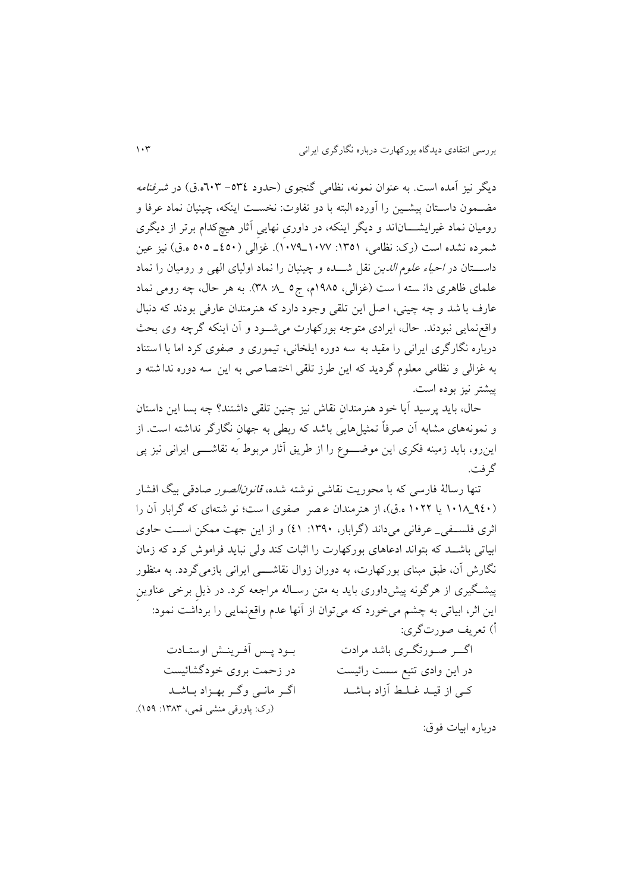دیگر نیز آمده است. به عنوان نمونه، نظامی گنجوی (حدود ٥٣٤- ٦٠٣ه.ق) در *شرفنامه* مضـمون داستان پیشین را آورده البته با دو تفاوت: نخست اینکه، چینیان نماد عرفا و رومیان نماد غیرایشـانﺍند و دیگر اینکه، در داوری نهاییِ آثار هیچ‌کدام برتر از دیگری شمرده نشده است (رک: نظامی، ١٣٥١: ١٠٧٧ـ١٠٧٩). غزالی (٤٥٠ـ ٥٠٥ ه.ق) نیز عین داستان در *احیاء علوم الدین* نقل شـده و چینیان را نماد اولیای الهی و رومیان را نماد علمای ظاهری دانسته است (غزالی، ١٩٨٥م، ج٥ ـ٨: ٣٨). به هر حال، چه رومی نماد عارف باشد و چه چینی، اصل این تلقی وجود دارد که هنرمندان عارفی بودند که دنبال واقع‌نمایی نبودند. حال، ایرادی متوجه بورکهارت می‌شـود و آن اینکه گرچه وی بحث درباره نگارگری ایرانی را مقید به سه دوره ایلخانی، تیموری و صفوی کرد اما با استناد به غزالی و نظامی معلوم گردید که این طرز تلقی اختصاصی به این سه دوره نداشته و پیشتر نیز بوده است.

حال، باید پرسید آیا خود هنرمندان نقاش نیز چنین تلقی داشتند؟ چه بسا این داستان و نمونه‌های مشابه آن صرفاً تمثیل‌هایی باشد که ربطی به جهانِ نگارگر نداشته است. از این‌رو، باید زمینه فکری این موضـوع را از طریق آثار مربوط به نقاشـی ایرانی نیز پی گرفت.

تنها رسالهٔ فارسی که با محوریت نقاشی نوشته شده، *قانون‌الصور* صادقی بیگ افشار (٩٤٠ـ١٠١٨ یا ١٠٢٢ ه.ق)، از هنرمندان عصر صفوی است؛ نو شته‌ای که گرابار آن را اثری فلسـفی‌ـ عرفانی می‌داند (گرابار، ١٣٩٠: ٤١) و از این جهت ممکن اسـت حاوی ابیاتی باشـد که بتواند ادعاهای بورکهارت را اثبات کند ولی نباید فراموش کرد که زمان نگارش آن، طبق مبنای بورکهارت، به دوران زوال نقاشـی ایرانی بازمی‌گردد. به منظور پیشـگیری از هرگونه پیش‌داوری باید به متن رسـاله مراجعه کرد. در ذیل برخی عناوینِ این اثر، ابیاتی به چشم می‌خورد که می‌توان از آنها عدم واقع‌نمایی را برداشت نمود:

أ) تعریف صورت‌گری:

اگـر صـورتگـری باشد مرادت — بـود پـس آفـرینـش اوستـادت

در این وادی تتبع سست رائیست — در زحمت بروی خودگشائیست

کـی از قیـد غـلـط آزاد بـاشـد — اگـر مانـی وگـر بهـزاد بـاشـد

(رک: پاورقی منشی قمی، ١٣٨٣: ١٥٩).

درباره ابیات فوق: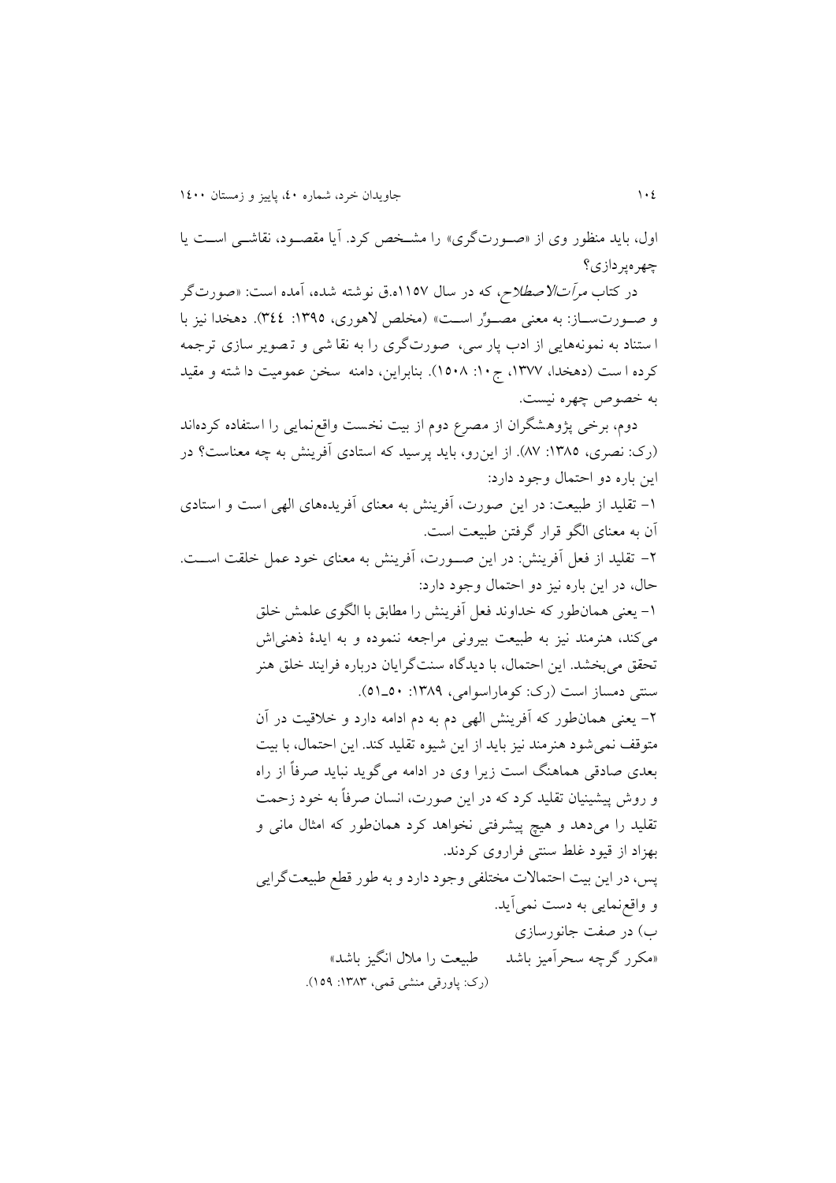اول، باید منظور وی از «صورت‌گری» را مشخص کرد. آیا مقصود، نقاشی است یا چهره‌پردازی؟

در کتاب *مرآت‌الاصطلاح*، که در سال ۱۱۵۷ه.ق نوشته شده، آمده است: «صورت‌گر و صورت‌ساز: به معنی مصوِّر است» (مخلص لاهوری، ۱۳۹۵: ۳۴۴). دهخدا نیز با استناد به نمونه‌هایی از ادب پارسی، صورت‌گری را به نقاشی و تصویرسازی ترجمه کرده است (دهخدا، ۱۳۷۷، ج۱۰: ۱۵۰۸). بنابراین، دامنه سخن عمومیت داشته و مقید به خصوص چهره نیست.

دوم، برخی پژوهشگران از مصرع دوم از بیت نخست واقع‌نمایی را استفاده کرده‌اند (رک: نصری، ۱۳۸۵: ۸۷). از این‌رو، باید پرسید که استادی آفرینش به چه معناست؟ در این باره دو احتمال وجود دارد:

۱- تقلید از طبیعت: در این صورت، آفرینش به معنای آفریده‌های الهی است و استادی آن به معنای الگو قرار گرفتن طبیعت است.

۲- تقلید از فعل آفرینش: در این صورت، آفرینش به معنای خود عمل خلقت است. حال، در این باره نیز دو احتمال وجود دارد:

> ۱- یعنی همان‌طور که خداوند فعل آفرینش را مطابق با الگوی علمش خلق می‌کند، هنرمند نیز به طبیعت بیرونی مراجعه ننموده و به ایدهٔ ذهنی‌اش تحقق می‌بخشد. این احتمال، با دیدگاه سنت‌گرایان درباره فرایند خلق هنر سنتی دمساز است (رک: کوماراسوامی، ۱۳۸۹: ۵۰ـ۵۱).
>
> ۲- یعنی همان‌طور که آفرینش الهی دم به دم ادامه دارد و خلاقیت در آن متوقف نمی‌شود هنرمند نیز باید از این شیوه تقلید کند. این احتمال، با بیت بعدی صادقی هماهنگ است زیرا وی در ادامه می‌گوید نباید صرفاً از راه و روش پیشینیان تقلید کرد که در این صورت، انسان صرفاً به خود زحمت تقلید را می‌دهد و هیچ پیشرفتی نخواهد کرد همان‌طور که امثال مانی و بهزاد از قیود غلط سنتی فراروی کردند.
>
> پس، در این بیت احتمالات مختلفی وجود دارد و به طور قطع طبیعت‌گرایی و واقع‌نمایی به دست نمی‌آید.

ب) در صفت جانورسازی

«مکرر گرچه سحرآمیز باشد &nbsp;&nbsp;&nbsp; طبیعت را ملال انگیز باشد»

(رک: پاورقی منشی قمی، ۱۳۸۳: ۱۵۹).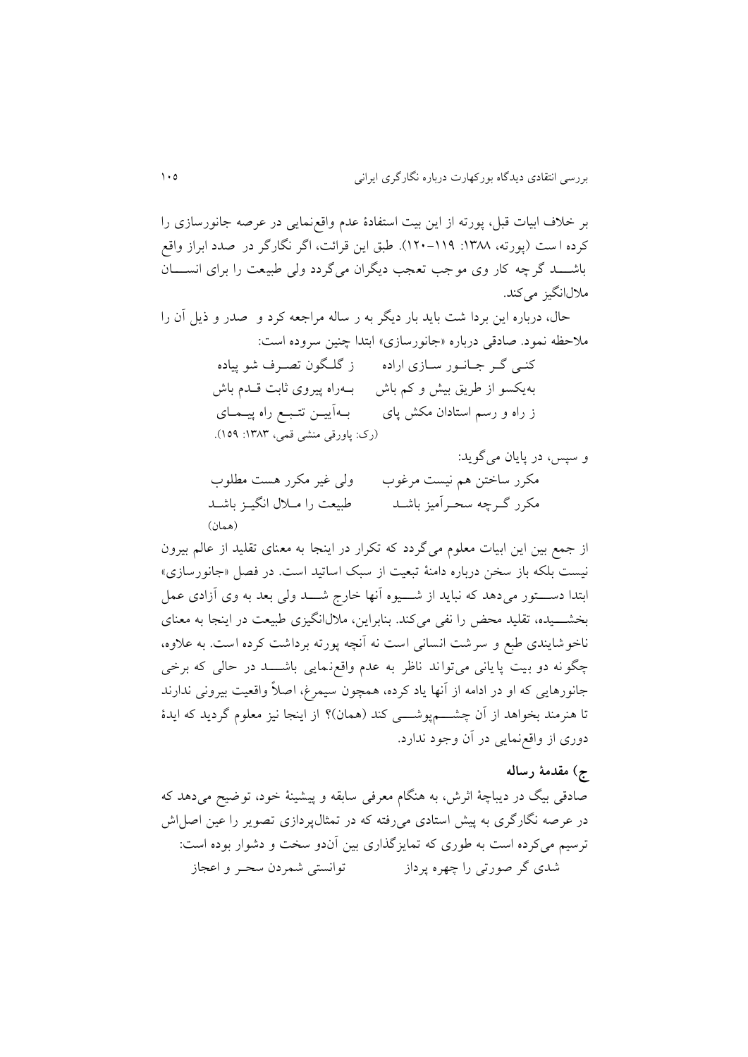بر خلاف ابیات قبل، پورته از این بیت استفادهٔ عدم واقع‌نمایی در عرصه جانورسازی را کرده است (پورته، ۱۳۸۸: ۱۱۹–۱۲۰). طبق این قرائت، اگر نگارگر در صدد ابراز واقع باشد گرچه کار وی موجب تعجب دیگران می‌گردد ولی طبیعت را برای انسان ملال‌انگیز می‌کند.

حال، درباره این برداشت باید بار دیگر به رساله مراجعه کرد و صدر و ذیل آن را ملاحظه نمود. صادقی درباره «جانورسازی» ابتدا چنین سروده است:

کنی گر جانور سازی اراده — ز گلگون تصرف شو پیاده

به‌یکسو از طریق بیش و کم باش — به‌راه پیروی ثابت قدم باش

ز راه و رسم استادان مکش پای — به‌آیین تتبع راه پیمای

(رک: پاورقی منشی قمی، ۱۳۸۳: ۱۵۹).

و سپس، در پایان می‌گوید:

مکرر ساختن هم نیست مرغوب — ولی غیر مکرر هست مطلوب

مکرر گرچه سحرآمیز باشد — طبیعت را ملال انگیز باشد

(همان)

از جمع بین این ابیات معلوم می‌گردد که تکرار در اینجا به معنای تقلید از عالم بیرون نیست بلکه باز سخن درباره دامنهٔ تبعیت از سبک اساتید است. در فصل «جانورسازی» ابتدا دستور می‌دهد که نباید از شیوه آنها خارج شد ولی بعد به وی آزادی عمل بخشیده، تقلید محض را نفی می‌کند. بنابراین، ملال‌انگیزی طبیعت در اینجا به معنای ناخوشایندی طبع و سرشت انسانی است نه آنچه پورته برداشت کرده است. به علاوه، چگونه دو بیت پایانی می‌تواند ناظر به عدم واقع‌نمایی باشد در حالی که برخی جانورهایی که او در ادامه از آنها یاد کرده، همچون سیمرغ، اصلاً واقعیت بیرونی ندارند تا هنرمند بخواهد از آن چشم‌پوشی کند (همان)؟ از اینجا نیز معلوم گردید که ایدهٔ دوری از واقع‌نمایی در آن وجود ندارد.

### ج) مقدمهٔ رساله

صادقی بیگ در دیباچهٔ اثرش، به هنگام معرفی سابقه و پیشینهٔ خود، توضیح می‌دهد که در عرصه نگارگری به پیش استادی می‌رفته که در تمثال‌پردازی تصویر را عین اصل‌اش ترسیم می‌کرده است به طوری که تمایزگذاری بین آندو سخت و دشوار بوده است:

شدی گر صورتی را چهره پرداز — توانستی شمردن سحر و اعجاز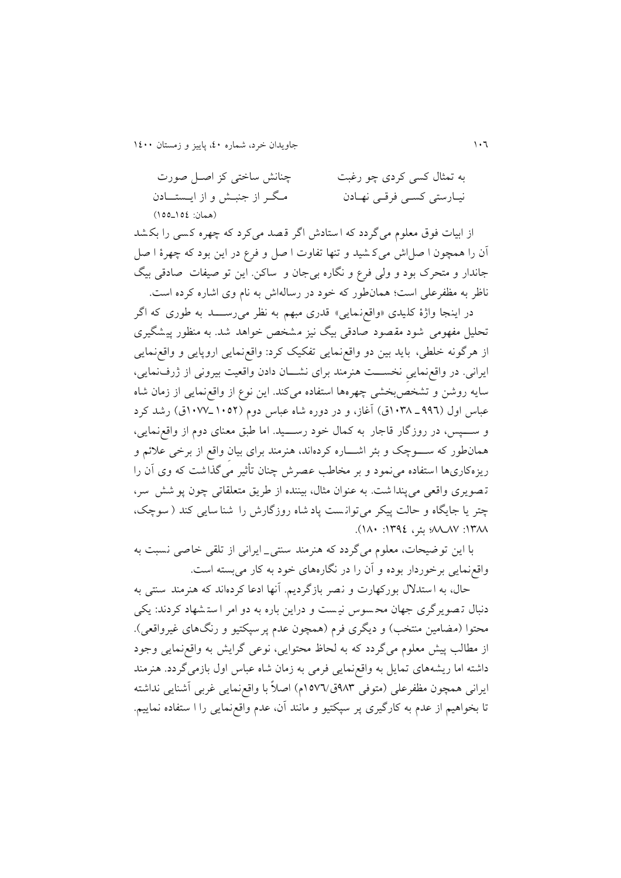به تمثال کسی کردی چو رغبت — چنانش ساختی کز اصل صورت

نیارستی کسی فرقی نهادن — مگر از جنبش و از ایستادن

(همان: ۱۵۴ـ۱۵۵)

از ابیات فوق معلوم می‌گردد که استادش اگر قصد می‌کرد که چهره کسی را بکشد آن را همچون اصل‌اش می‌کشید و تنها تفاوت اصل و فرع در این بود که چهرهٔ اصل جاندار و متحرک بود و ولی فرع و نگاره بی‌جان و ساکن. این تو صیفات صادقی بیگ ناظر به مظفرعلی است؛ همان‌طور که خود در رساله‌اش به نام وی اشاره کرده است.

در اینجا واژهٔ کلیدی «واقع‌نمایی» قدری مبهم به نظر می‌رسد به طوری که اگر تحلیل مفهومی شود مقصود صادقی بیگ نیز مشخص خواهد شد. به منظور پیشگیری از هرگونه خلطی، باید بین دو واقع‌نمایی تفکیک کرد: واقع‌نمایی اروپایی و واقع‌نمایی ایرانی. در واقع‌نماییِ نخست هنرمند برای نشان دادن واقعیت بیرونی از ژرف‌نمایی، سایه روشن و تشخص‌بخشی چهره‌ها استفاده می‌کند. این نوع از واقع‌نمایی از زمان شاه عباس اول (۹۹۶ ـ ۱۰۳۸ق) آغاز، و در دوره شاه عباس دوم (۱۰۵۲ ـ۱۰۷۷ق) رشد کرد و سپس، در روزگار قاجار به کمال خود رسید. اما طبق معنای دوم از واقع‌نمایی، همان‌طور که سوچک و بئر اشاره کرده‌اند، هنرمند برای بیان واقع از برخی علائم و ریزه‌کاری‌ها استفاده می‌نمود و بر مخاطب عصرش چنان تأثیر می‌گذاشت که وی آن را تصویری واقعی می‌پنداشت. به عنوان مثال، بیننده از طریق متعلقاتی چون پوشش سر، چتر یا جایگاه و حالت پیکر می‌توانست پادشاه روزگارش را شناسایی کند (سوچک، ۱۳۸۸: ۸۷ـ۸۸؛ بئر، ۱۳۹۴: ۱۸۰).

با این توضیحات، معلوم می‌گردد که هنرمند سنتی ـ ایرانی از تلقی خاصی نسبت به واقع‌نمایی برخوردار بوده و آن را در نگاره‌های خود به کار می‌بسته است.

حال، به استدلال بورکهارت و نصر بازگردیم. آنها ادعا کرده‌اند که هنرمند سنتی به دنبال تصویرگری جهان محسوس نیست و دراین باره به دو امر استشهاد کردند: یکی محتوا (مضامین منتخب) و دیگری فرم (همچون عدم پرسپکتیو و رنگ‌های غیرواقعی). از مطالب پیش معلوم می‌گردد که به لحاظ محتوایی، نوعی گرایش به واقع‌نمایی وجود داشته اما ریشه‌های تمایل به واقع‌نمایی فرمی به زمان شاه عباس اول بازمی‌گردد. هنرمند ایرانی همچون مظفرعلی (متوفی ۹۸۳ق/۱۵۷۶م) اصلاً با واقع‌نمایی غربی آشنایی نداشته تا بخواهیم از عدم به کارگیری پرسپکتیو و مانند آن، عدم واقع‌نمایی را استفاده نماییم.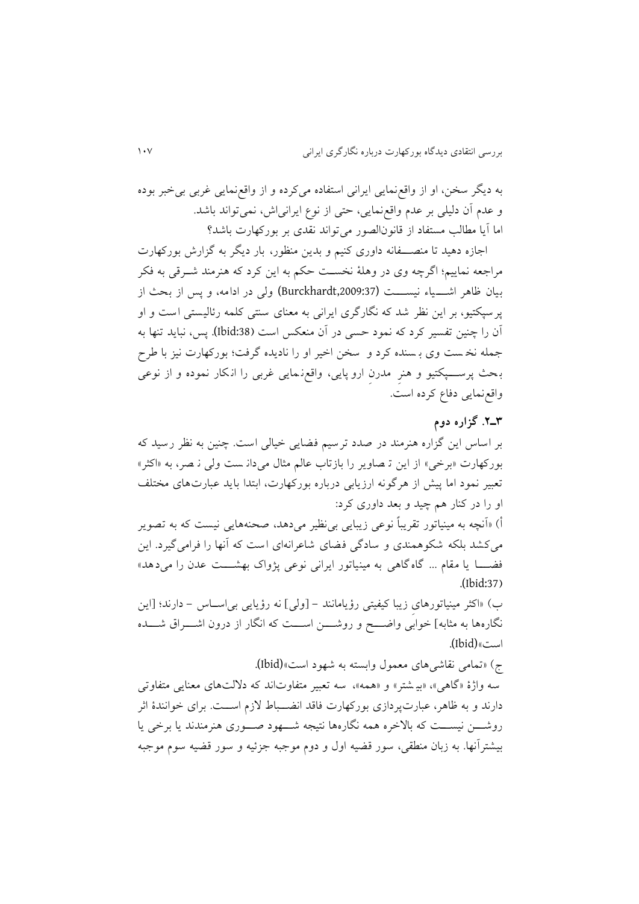به دیگر سخن، او از واقع‌نمایی ایرانی استفاده می‌کرده و از واقع‌نمایی غربی بی‌خبر بوده و عدم آن دلیلی بر عدم واقع‌نمایی، حتی از نوع ایرانی‌اش، نمی‌تواند باشد.

اما آیا مطالب مستفاد از قانون‌الصور می‌تواند نقدی بر بورکهارت باشد؟

اجازه دهید تا منصفانه داوری کنیم و بدین منظور، بار دیگر به گزارش بورکهارت مراجعه نماییم؛ اگرچه وی در وهلهٔ نخست حکم به این کرد که هنرمند شرقی به فکر بیان ظاهر اشیاء نیست (Burckhardt,2009:37) ولی در ادامه، و پس از بحث از پرسپکتیو، بر این نظر شد که نگارگری ایرانی به معنای سنتی کلمه رئالیستی است و او آن را چنین تفسیر کرد که نمود حسی در آن منعکس است (Ibid:38). پس، نباید تنها به جمله نخست وی بسنده کرد و سخن اخیر او را نادیده گرفت؛ بورکهارت نیز با طرح بحث پرسپکتیو و هنرِ مدرن اروپایی، واقع‌نمایی غربی را انکار نموده و از نوعی واقع‌نمایی دفاع کرده است.

### ۳ـ۲. گزاره دوم

بر اساس این گزاره هنرمند در صدد ترسیم فضایی خیالی است. چنین به نظر رسید که بورکهارت «برخی» از این تصاویر را بازتاب عالم مثال می‌داند ولی نصر، به «اکثر» تعبیر نمود اما پیش از هرگونه ارزیابی درباره بورکهارت، ابتدا باید عبارت‌های مختلف او را در کنار هم چید و بعد داوری کرد:

أ) «آنچه به مینیاتور تقریباً نوعی زیبایی بی‌نظیر می‌دهد، صحنه‌هایی نیست که به تصویر می‌کشد بلکه شکوهمندی و سادگی فضای شاعرانه‌ای است که آنها را فرامی‌گیرد. این فضا یا مقام ... گاه‌گاهی به مینیاتور ایرانی نوعی پژواک بهشت عدن را می‌دهد» (Ibid:37).

ب) «اکثر مینیاتورهای زیبا کیفیتی رؤیامانند – [ولی] نه رؤیایی بی‌اساس – دارند؛ [این نگاره‌ها به مثابه] خوابی واضح و روشن است که انگار از درون اشراق شده است» (Ibid).

ج) «تمامی نقاشی‌های معمول وابسته به شهود است» (Ibid).

سه واژهٔ «گاهی»، «بیشتر» و «همه»، سه تعبیر متفاوت‌اند که دلالت‌های معنایی متفاوتی دارند و به ظاهر، عبارت‌پردازی بورکهارت فاقد انضباط لازم است. برای خوانندهٔ اثر روشن نیست که بالاخره همه نگاره‌ها نتیجه شهود صوری هنرمندند یا برخی یا بیشترآنها. به زبان منطقی، سور قضیه اول و دوم موجبه جزئیه و سور قضیه سوم موجبه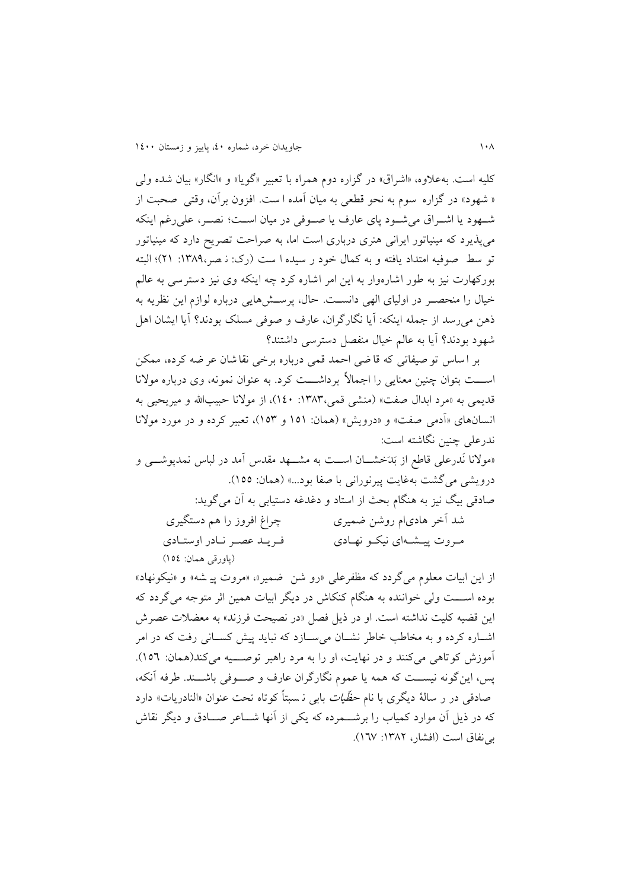کلیه است. به‌علاوه، «اشراق» در گزاره دوم همراه با تعبیر «گویا» و «انگار» بیان شده ولی « شهود» در گزاره سوم به نحو قطعی به میان آمده ا ست. افزون برآن، وقتی صحبت از شـهود یا اشـراق می‌شـود پای عارف یا صـوفی در میان اسـت؛ نصـر، علی‌رغم اینکه می‌پذیرد که مینیاتور ایرانی هنری درباری است اما، به صراحت تصریح دارد که مینیاتور تو سط صوفیه امتداد یافته و به کمال خود ر سیده ا ست (رک: ن صر،۱۳۸۹: ۲۱)؛ البته بورکهارت نیز به طور اشاره‌وار به این امر اشاره کرد چه اینکه وی نیز دسترسی به عالم خیال را منحصـر در اولیای الهی دانسـت. حال، پرسـش‌هایی درباره لوازم این نظریه به ذهن می‌رسد از جمله اینکه: آیا نگارگران، عارف و صوفی مسلک بودند؟ آیا ایشان اهل شهود بودند؟ آیا به عالم خیال منفصل دسترسی داشتند؟

بر ا ساس تو صیفاتی که قا ضی احمد قمی درباره برخی نقا شان عر ضه کرده، ممکن اسـت بتوان چنین معنایی را اجمالاً برداشـت کرد. به عنوان نمونه، وی درباره مولانا قدیمی به «مرد ابدال صفت» (منشی قمی،۱۳۸۳: ۱٤٠)، از مولانا حبیب‌الله و میریحیی به انسان‌های «آدمی صفت» و «درویش» (همان: ۱۵۱ و ۱۵۳)، تعبیر کرده و در مورد مولانا ندرعلی چنین نگاشته است:

«مولانا نَدرعلی قاطع از بَدَخشـان اسـت به مشـهد مقدس آمد در لباس نمدپوشـی و درویشی می‌گشت به‌غایت پیرنورانی با صفا بود...» (همان: ۱۵۵).

صادقی بیگ نیز به هنگام بحث از استاد و دغدغه دستیابی به آن می‌گوید:

شد آخر هادی‌ام روشن ضمیری — چراغ افروز را هم دستگیری

مـروت پیـشـه‌ای نیکـو نهـادی — فـریـد عصـر نـادر اوسـتـادی

(پاورقی همان: ۱۵٤)

از این ابیات معلوم می‌گردد که مظفرعلی «رو شن ضمیر»، «مروت پی شه» و «نیکونهاد» بوده اسـت ولی خواننده به هنگام کنکاش در دیگر ابیات همین اثر متوجه می‌گردد که این قضیه کلیت نداشته است. او در ذیل فصل «در نصیحت فرزند» به معضلات عصرش اشـاره کرده و به مخاطب خاطر نشـان می‌سـازد که نباید پیش کسـانی رفت که در امر آموزش کوتاهی می‌کنند و در نهایت، او را به مرد راهبر توصـیه می‌کند(همان: ۱۵٦). پس، این‌گونه نیسـت که همه یا عموم نگارگران عارف و صـوفی باشـند. طرفه آنکه، صادقی در ر سالهٔ دیگری با نام *حظّیات* بابی ن سبتاً کوتاه تحت عنوان «النادریات» دارد که در ذیل آن موارد کمیاب را برشـمرده که یکی از آنها شـاعر صـادق و دیگر نقاش بی‌نفاق است (افشار، ۱۳۸۲: ۱٦٧).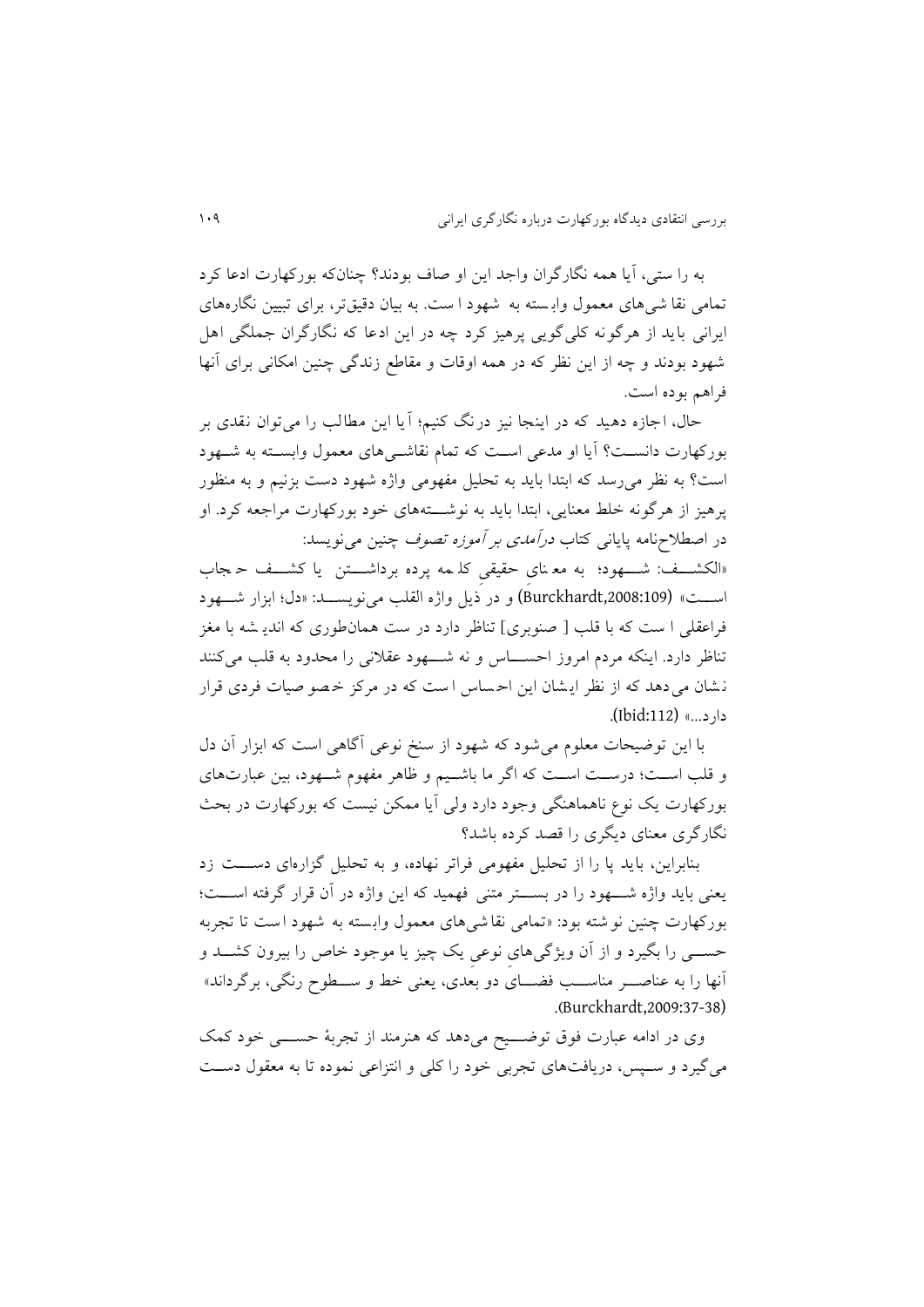به را ستی، آیا همه نگارگران واجد این او صاف بودند؟ چنان‌که بورکهارت ادعا کرد تمامی نقا شی‌های معمول وابسته به شهود ا ست. به بیان دقیق‌تر، برای تبیین نگاره‌های ایرانی باید از هرگونه کلی‌گویی پرهیز کرد چه در این ادعا که نگارگران جملگی اهل شهود بودند و چه از این نظر که در همه اوقات و مقاطع زندگی چنین امکانی برای آنها فراهم بوده است.

حال، اجازه دهید که در اینجا نیز درنگ کنیم؛ آیا این مطالب را می‌توان نقدی بر بورکهارت دانست؟ آیا او مدعی است که تمام نقاشی‌های معمول وابسته به شهود است؟ به نظر می‌رسد که ابتدا باید به تحلیل مفهومی واژه شهود دست بزنیم و به منظور پرهیز از هرگونه خلط معنایی، ابتدا باید به نوشته‌های خود بورکهارت مراجعه کرد. او در اصطلاح‌نامه پایانی کتاب *درآمدی بر آموزه تصوف* چنین می‌نویسد:

«الکشف: شهود؛ به معنای حقیقی کلمه پرده برداشتن یا کشف حجاب است» (Burckhardt,2008:109) و در ذیل واژه القلب می‌نویسد: «دل؛ ابزار شهود فراعقلی ا ست که با قلب [ صنوبری] تناظر دارد در ست همان‌طوری که اندیشه با مغز تناظر دارد. اینکه مردم امروز احساس و نه شهود عقلانی را محدود به قلب می‌کنند نشان می‌دهد که از نظر ایشان این احساس ا ست که در مرکز خصوصیات فردی قرار دارد...» (Ibid:112).

با این توضیحات معلوم می‌شود که شهود از سنخ نوعی آگاهی است که ابزار آن دل و قلب است؛ درست است که اگر ما باشیم و ظاهر مفهوم شهود، بین عبارت‌های بورکهارت یک نوع ناهماهنگی وجود دارد ولی آیا ممکن نیست که بورکهارت در بحث نگارگری معنای دیگری را قصد کرده باشد؟

بنابراین، باید پا را از تحلیل مفهومی فراتر نهاده، و به تحلیل گزاره‌ای دست زد یعنی باید واژه شهود را در بستر متنی فهمید که این واژه در آن قرار گرفته است؛ بورکهارت چنین نوشته بود: «تمامی نقاشی‌های معمول وابسته به شهود است تا تجربه حسی را بگیرد و از آن ویژگی‌های نوعیِ یک چیز یا موجود خاص را بیرون کشد و آنها را به عناصر مناسب فضای دو بعدی، یعنی خط و سطوح رنگی، برگرداند» (Burckhardt,2009:37-38).

وی در ادامه عبارت فوق توضیح می‌دهد که هنرمند از تجربهٔ حسی خود کمک می‌گیرد و سپس، دریافت‌های تجربی خود را کلی و انتزاعی نموده تا به معقول دست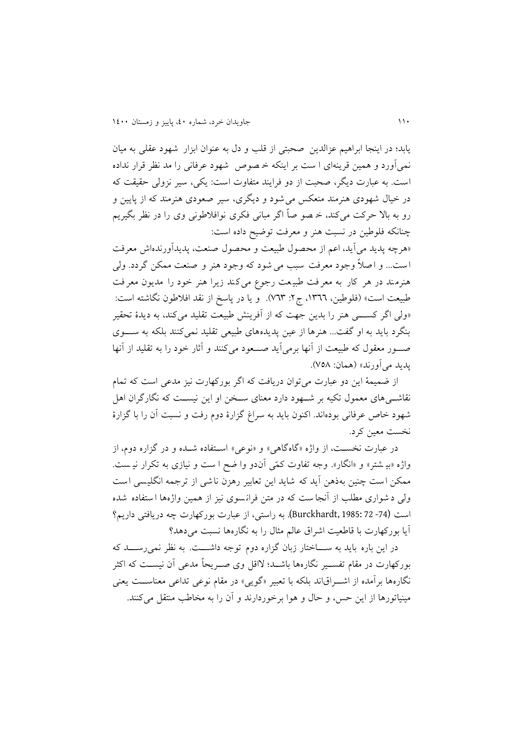یابد؛ در اینجا ابراهیم عزالدین صحبتی از قلب و دل به عنوان ابزار شهود عقلی به میان نمی‌آورد و همین قرینه‌ای است بر اینکه خصوص شهود عرفانی را مد نظر قرار نداده است. به عبارت دیگر، صحبت از دو فرایند متفاوت است: یکی، سیر نزولی حقیقت که در خیال شهودی هنرمند منعکس می‌شود و دیگری، سیر صعودی هنرمند که از پایین و رو به بالا حرکت می‌کند، خصوصاً اگر مبانی فکری نوافلاطونی وی را در نظر بگیریم چنانکه فلوطین در نسبت هنر و معرفت توضیح داده است:

«هرچه پدید می‌آید، اعم از محصول طبیعت و محصول صنعت، پدیدآورنده‌اش معرفت است... و اصلاً وجود معرفت سبب می‌شود که وجود هنر و صنعت ممکن گردد. ولی هنرمند در هر کار به معرفت طبیعت رجوع می‌کند زیرا هنر خود را مدیون معرفت طبیعت است» (فلوطین، ۱۳۶۶، ج۲: ۷۶۳). و یا در پاسخ از نقد افلاطون نگاشته است: «ولی اگر کسی هنر را بدین جهت که از آفرینش طبیعت تقلید می‌کند، به دیدهٔ تحقیر بنگرد باید به او گفت... هنرها از عین پدیده‌های طبیعی تقلید نمی‌کنند بلکه به سوی صور معقول که طبیعت از آنها برمی‌آید صعود می‌کنند و آثار خود را به تقلید از آنها پدید می‌آورند» (همان: ۷۵۸).

از ضمیمهٔ این دو عبارت می‌توان دریافت که اگر بورکهارت نیز مدعی است که تمام نقاشی‌های معمول تکیه بر شهود دارد معنای سخن او این نیست که نگارگران اهل شهود خاص عرفانی بوده‌اند. اکنون باید به سراغ گزارهٔ دوم رفت و نسبت آن را با گزارهٔ نخست معین کرد.

در عبارت نخست، از واژه «گاه‌گاهی» و «نوعی» استفاده شده و در گزاره دوم، از واژه «بیشتر» و «انگار». وجه تفاوت کمّی آندو واضح است و نیازی به تکرار نیست. ممکن است چنین به‌ذهن آید که شاید این تعابیر رهزن ناشی از ترجمه انگلیسی است ولی دشواری مطلب از آنجاست که در متن فرانسوی نیز از همین واژه‌ها استفاده شده است (Burckhardt, 1985: 72 -74). به راستی، از عبارت بورکهارت چه دریافتی داریم؟ آیا بورکهارت با قاطعیت اشراق عالم مثال را به نگاره‌ها نسبت می‌دهد؟

در این باره باید به ساختار زبان گزاره دوم توجه داشت. به نظر نمی‌رسد که بورکهارت در مقام تفسیر نگاره‌ها باشد؛ لااقل وی صریحاً مدعی آن نیست که اکثر نگاره‌ها برآمده از اشراق‌اند بلکه با تعبیر «گویی» در مقام نوعی تداعی معناست یعنی مینیاتورها از این حس، و حال و هوا برخوردارند و آن را به مخاطب منتقل می‌کنند.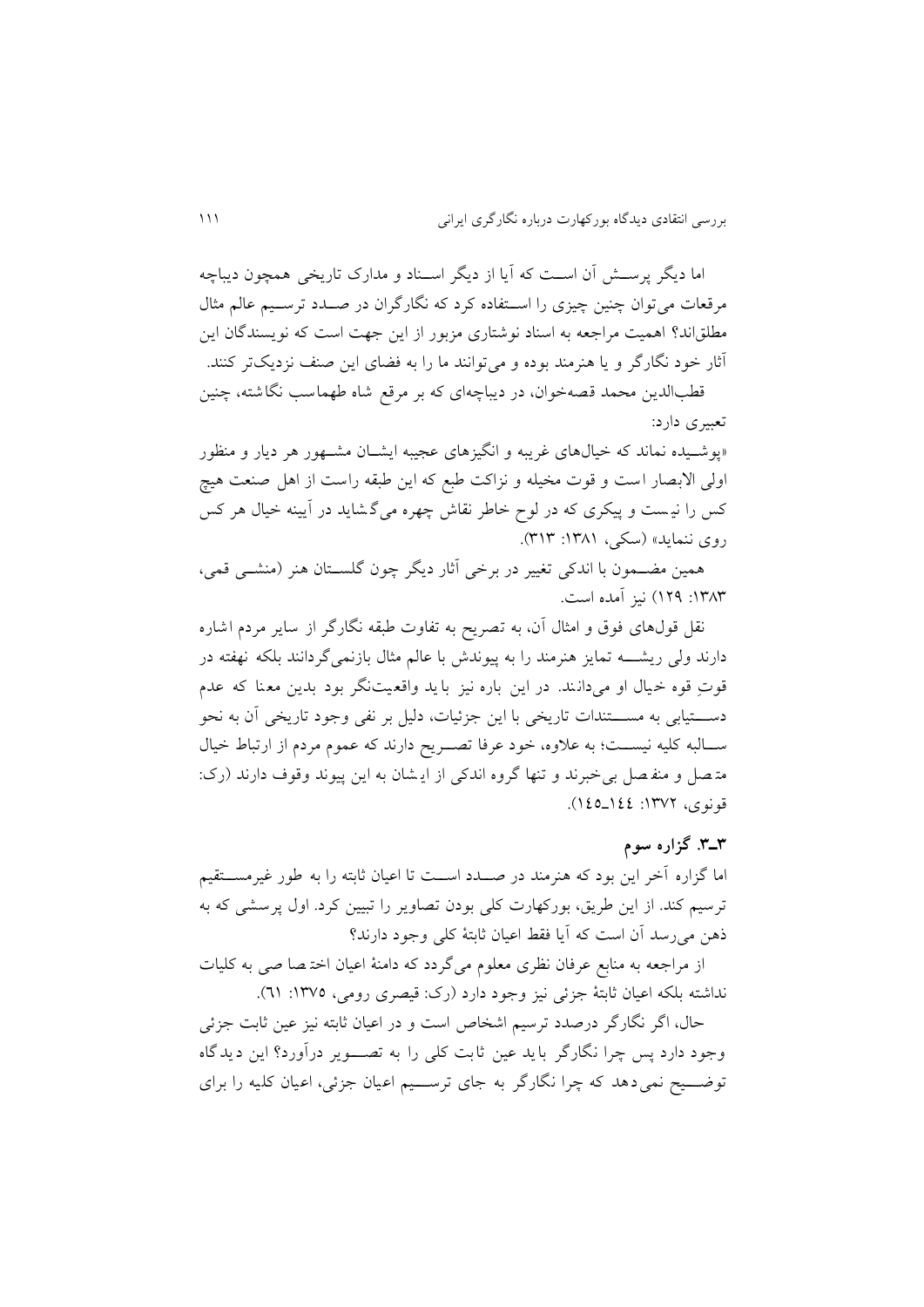اما دیگر پرسش آن است که آیا از دیگر اسناد و مدارک تاریخی همچون دیباچه مرقعات می‌توان چنین چیزی را استفاده کرد که نگارگران در صدد ترسیم عالم مثال مطلق‌اند؟ اهمیت مراجعه به اسناد نوشتاری مزبور از این جهت است که نویسندگان این آثار خود نگارگر و یا هنرمند بوده و می‌توانند ما را به فضای این صنف نزدیک‌تر کنند.

قطب‌الدین محمد قصه‌خوان، در دیباچه‌ای که بر مرقع شاه طهماسب نگاشته، چنین تعبیری دارد:

«پوشیده نماند که خیال‌های غریبه و انگیزهای عجیبه ایشان مشهور هر دیار و منظور اولی الابصار است و قوت مخیله و نزاکت طبع که این طبقه راست از اهل صنعت هیچ کس را نیست و پیکری که در لوح خاطر نقاش چهره می‌گشاید در آیینه خیال هر کس روی ننماید» (سکی، ۱۳۸۱: ۳۱۳).

همین مضمون با اندکی تغییر در برخی آثار دیگر چون گلستان هنر (منشی قمی، ۱۳۸۳: ۱۲۹) نیز آمده است.

نقل قول‌های فوق و امثال آن، به تصریح به تفاوت طبقه نگارگر از سایر مردم اشاره دارند ولی ریشه تمایز هنرمند را به پیوندش با عالم مثال بازنمی‌گردانند بلکه نهفته در قوتِ قوه خیال او می‌دانند. در این باره نیز باید واقعیت‌نگر بود بدین معنا که عدم دستیابی به مستندات تاریخی با این جزئیات، دلیل بر نفی وجود تاریخی آن به نحو سالبه کلیه نیست؛ به علاوه، خود عرفا تصریح دارند که عموم مردم از ارتباط خیال متصل و منفصل بی‌خبرند و تنها گروه اندکی از ایشان به این پیوند وقوف دارند (رک: قونوی، ۱۳۷۲: ۱۴۴ـ۱۴۵).

### ۳ـ۳. گزاره سوم

اما گزاره آخر این بود که هنرمند در صدد است تا اعیان ثابته را به طور غیرمستقیم ترسیم کند. از این طریق، بورکهارت کلی بودن تصاویر را تبیین کرد. اول پرسشی که به ذهن می‌رسد آن است که آیا فقط اعیان ثابتهٔ کلی وجود دارند؟

از مراجعه به منابع عرفان نظری معلوم می‌گردد که دامنهٔ اعیان اختصاصی به کلیات نداشته بلکه اعیان ثابتهٔ جزئی نیز وجود دارد (رک: قیصری رومی، ۱۳۷۵: ٦۱).

حال، اگر نگارگر درصدد ترسیم اشخاص است و در اعیان ثابته نیز عین ثابت جزئی وجود دارد پس چرا نگارگر باید عین ثابت کلی را به تصویر درآورد؟ این دیدگاه توضیح نمی‌دهد که چرا نگارگر به جای ترسیم اعیان جزئی، اعیان کلیه را برای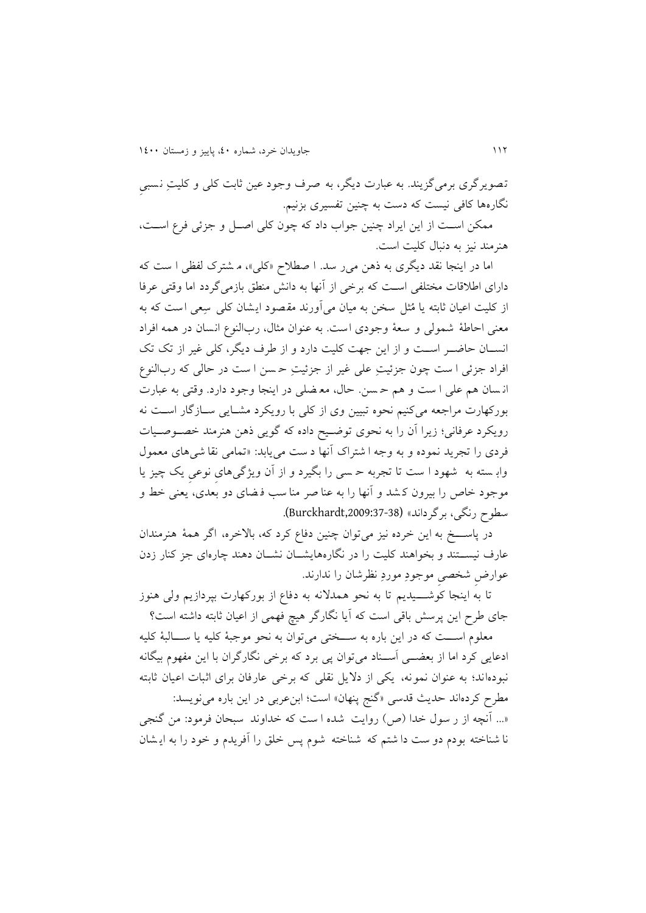تصویرگری برمی‌گزینند. به عبارت دیگر، به صرف وجود عین ثابت کلی و کلیتِ نسبیِ نگاره‌ها کافی نیست که دست به چنین تفسیری بزنیم.

ممکن است از این ایراد چنین جواب داد که چون کلی اصل و جزئی فرع است، هنرمند نیز به دنبال کلیت است.

اما در اینجا نقد دیگری به ذهن می‌رسد. اصطلاح «کلی»، مشترک لفظی است که دارای اطلاقات مختلفی است که برخی از آنها به دانش منطق بازمی‌گردد اما وقتی عرفا از کلیت اعیان ثابته یا مُثل سخن به میان می‌آورند مقصود ایشان کلی سِعی است که به معنی احاطهٔ شمولی و سعهٔ وجودی است. به عنوان مثال، رب‌النوع انسان در همه افراد انسان حاضر است و از این جهت کلیت دارد و از طرف دیگر، کلی غیر از تک تک افراد جزئی است چون جزئیتِ علی غیر از جزئیتِ حسن است در حالی که رب‌النوع انسان هم علی است و هم حسن. حال، معضلی در اینجا وجود دارد. وقتی به عبارت بورکهارت مراجعه می‌کنیم نحوه تبیین وی از کلی با رویکرد مشایی سازگار است نه رویکرد عرفانی؛ زیرا آن را به نحوی توضیح داده که گویی ذهن هنرمند خصوصیات فردی را تجرید نموده و به وجه اشتراک آنها دست می‌یابد: «تمامی نقاشی‌های معمول وابسته به شهود است تا تجربه حسی را بگیرد و از آن ویژگی‌هایِ نوعیِ یک چیز یا موجود خاص را بیرون کشد و آنها را به عناصر مناسب فضای دو بعدی، یعنی خط و سطوح رنگی، برگرداند» (Burckhardt,2009:37-38).

در پاسخ به این خرده نیز می‌توان چنین دفاع کرد که، بالاخره، اگر همهٔ هنرمندان عارف نیستند و بخواهند کلیت را در نگاره‌هایشان نشان دهند چاره‌ای جز کنار زدن عوارضِ شخصیِ موجودِ موردِ نظرشان را ندارند.

تا به اینجا کوشیدیم تا به نحو همدلانه به دفاع از بورکهارت بپردازیم ولی هنوز جای طرح این پرسش باقی است که آیا نگارگر هیچ فهمی از اعیان ثابته داشته است؟

معلوم است که در این باره به سختی می‌توان به نحو موجبهٔ کلیه یا سالبهٔ کلیه ادعایی کرد اما از بعضی اَسناد می‌توان پی برد که برخی نگارگران با این مفهوم بیگانه نبوده‌اند؛ به عنوان نمونه، یکی از دلایل نقلی که برخی عارفان برای اثبات اعیان ثابته مطرح کرده‌اند حدیث قدسی «گنج پنهان» است؛ ابن‌عربی در این باره می‌نویسد:

«... آنچه از رسول خدا (ص) روایت شده است که خداوند سبحان فرمود: من گنجی ناشناخته بودم دوست داشتم که شناخته شوم پس خلق را آفریدم و خود را به ایشان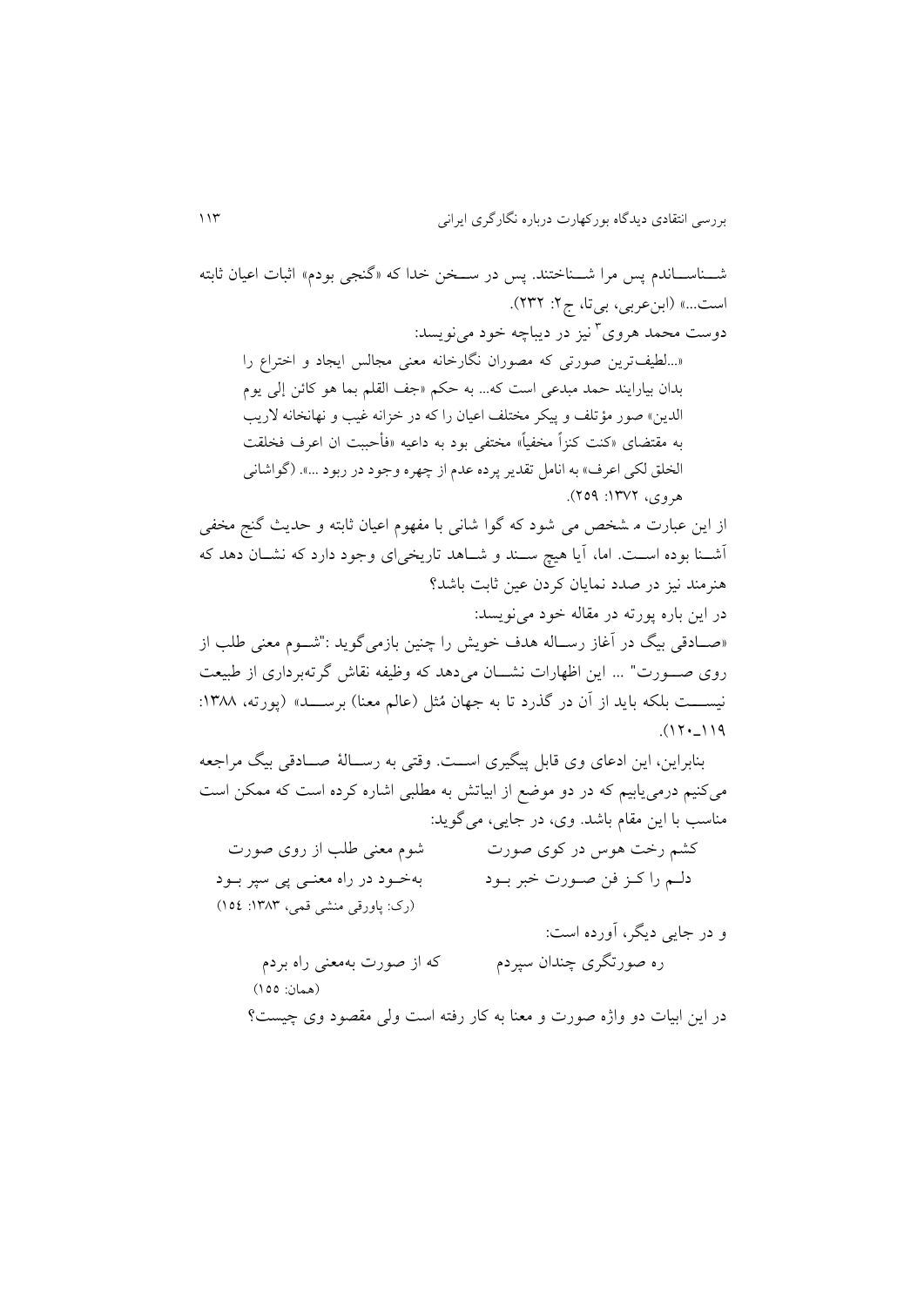شناساندم پس مرا شناختند. پس در سخن خدا که «گنجی بودم» اثبات اعیان ثابته است...» (ابن‌عربی، بی‌تا، ج۲: ۲۳۲).

دوست محمد هروی[3] نیز در دیباچه خود می‌نویسد:

> «...لطیف‌ترین صورتی که مصوران نگارخانه معنی مجالس ایجاد و اختراع را بدان بیارایند حمد مبدعی است که... به حکم «جف القلم بما هو کائن إلی یوم الدین» صور مؤتلف و پیکر مختلف اعیان را که در خزانه غیب و نهانخانه لاریب به مقتضای «کنت کنزاً مخفیاً» مختفی بود به داعیه «فأحببت ان اعرف فخلقت الخلق لکی اعرف» به انامل تقدیر پرده عدم از چهره وجود در ربود ...». (گواشانی هروی، ۱۳۷۲: ۲۵۹).

از این عبارت م شخص می شود که گوا شانی با مفهوم اعیان ثابته و حدیث گنج مخفی آشنا بوده است. اما، آیا هیچ سند و شاهد تاریخی‌ای وجود دارد که نشان دهد که هنرمند نیز در صدد نمایان کردن عین ثابت باشد؟

در این باره پورته در مقاله خود می‌نویسد:

«صادقی بیگ در آغاز رساله هدف خویش را چنین بازمی‌گوید :"شوم معنی طلب از روی صورت" ... این اظهارات نشان می‌دهد که وظیفه نقاش گرته‌برداری از طبیعت نیست بلکه باید از آن در گذرد تا به جهان مُثل (عالم معنا) برسد» (پورته، ۱۳۸۸: ۱۱۹_۱۲۰).

بنابراین، این ادعای وی قابل پیگیری است. وقتی به رسالهٔ صادقی بیگ مراجعه می‌کنیم درمی‌یابیم که در دو موضع از ابیاتش به مطلبی اشاره کرده است که ممکن است مناسب با این مقام باشد. وی، در جایی، می‌گوید:

> کشم رخت هوس در کوی صورت — شوم معنی طلب از روی صورت
>
> دلم را کز فن صورت خبر بود — به‌خود در راه معنی پی سپر بود
>
> (رک: پاورقی منشی قمی، ۱۳۸۳: ۱٥٤)

و در جایی دیگر، آورده است:

> ره صورتگری چندان سپردم — که از صورت به‌معنی راه بردم
>
> (همان: ۱٥٥)

در این ابیات دو واژه صورت و معنا به کار رفته است ولی مقصود وی چیست؟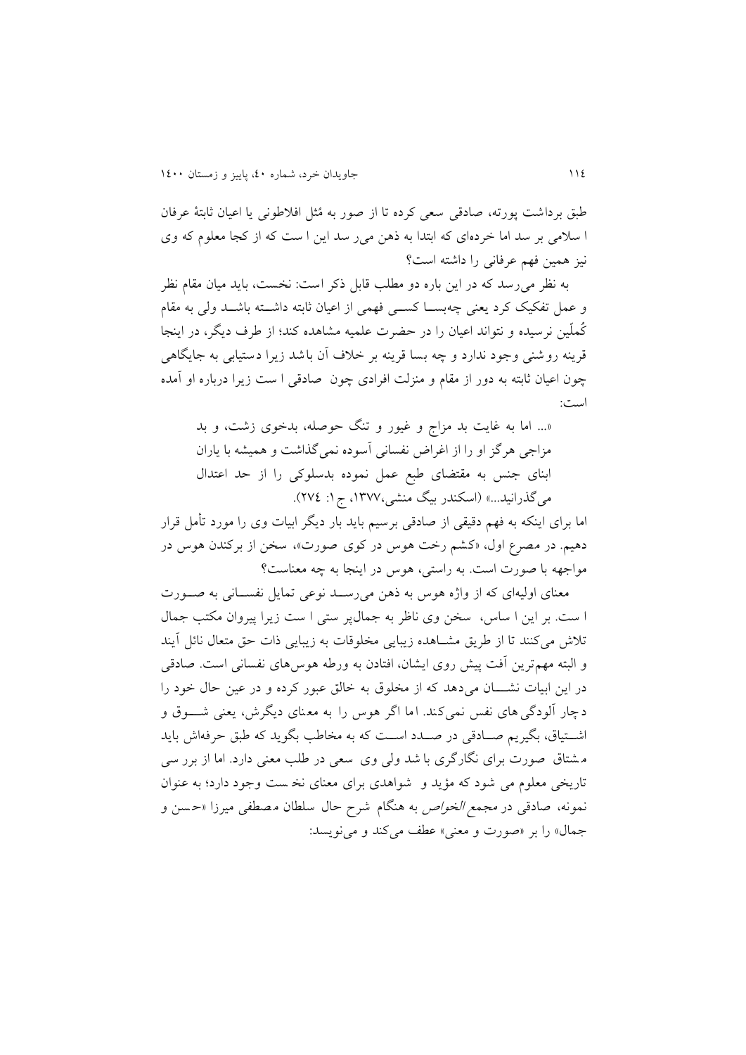طبق برداشت پورته، صادقی سعی کرده تا از صور به مُثل افلاطونی یا اعیان ثابتهٔ عرفان اسلامی برسد اما خرده‌ای که ابتدا به ذهن می‌رسد این است که از کجا معلوم که وی نیز همین فهم عرفانی را داشته است؟

به نظر می‌رسد که در این باره دو مطلب قابل ذکر است: نخست، باید میان مقام نظر و عمل تفکیک کرد یعنی چه‌بسا کسی فهمی از اعیان ثابته داشته باشد ولی به مقام کُمّلین نرسیده و نتواند اعیان را در حضرت علمیه مشاهده کند؛ از طرف دیگر، در اینجا قرینه روشنی وجود ندارد و چه بسا قرینه بر خلاف آن باشد زیرا دستیابی به جایگاهی چون اعیان ثابته به دور از مقام و منزلت افرادی چون صادقی است زیرا درباره او آمده است:

> «... اما به غایت بد مزاج و غیور و تنگ حوصله، بدخوی زشت، و بد مزاجی هرگز او را از اغراض نفسانی آسوده نمی‌گذاشت و همیشه با یاران ابنای جنس به مقتضای طبع عمل نموده بدسلوکی را از حد اعتدال می‌گذرانید...» (اسکندر بیگ منشی،۱۳۷۷، ج۱: ۲۷٤).

اما برای اینکه به فهم دقیقی از صادقی برسیم باید بار دیگر ابیات وی را مورد تأمل قرار دهیم. در مصرع اول، «کشم رخت هوس در کوی صورت»، سخن از برکندن هوس در مواجهه با صورت است. به راستی، هوس در اینجا به چه معناست؟

معنای اولیه‌ای که از واژه هوس به ذهن می‌رسد نوعی تمایل نفسانی به صورت است. بر این اساس، سخن وی ناظر به جمال‌پرستی است زیرا پیروان مکتب جمال تلاش می‌کنند تا از طریق مشاهده زیبایی مخلوقات به زیبایی ذات حق متعال نائل آیند و البته مهم‌ترین آفت پیش روی ایشان، افتادن به ورطه هوس‌های نفسانی است. صادقی در این ابیات نشان می‌دهد که از مخلوق به خالق عبور کرده و در عین حال خود را دچار آلودگی‌های نفس نمی‌کند. اما اگر هوس را به معنای دیگرش، یعنی شوق و اشتیاق، بگیریم صادقی در صدد است که به مخاطب بگوید که طبق حرفه‌اش باید مشتاق صورت برای نگارگری باشد ولی وی سعی در طلب معنی دارد. اما از بررسی تاریخی معلوم می‌شود که مؤید و شواهدی برای معنای نخست وجود دارد؛ به عنوان نمونه، صادقی در *مجمع الخواص* به هنگام شرح حال سلطان مصطفی میرزا «حسن و جمال» را بر «صورت و معنی» عطف می‌کند و می‌نویسد: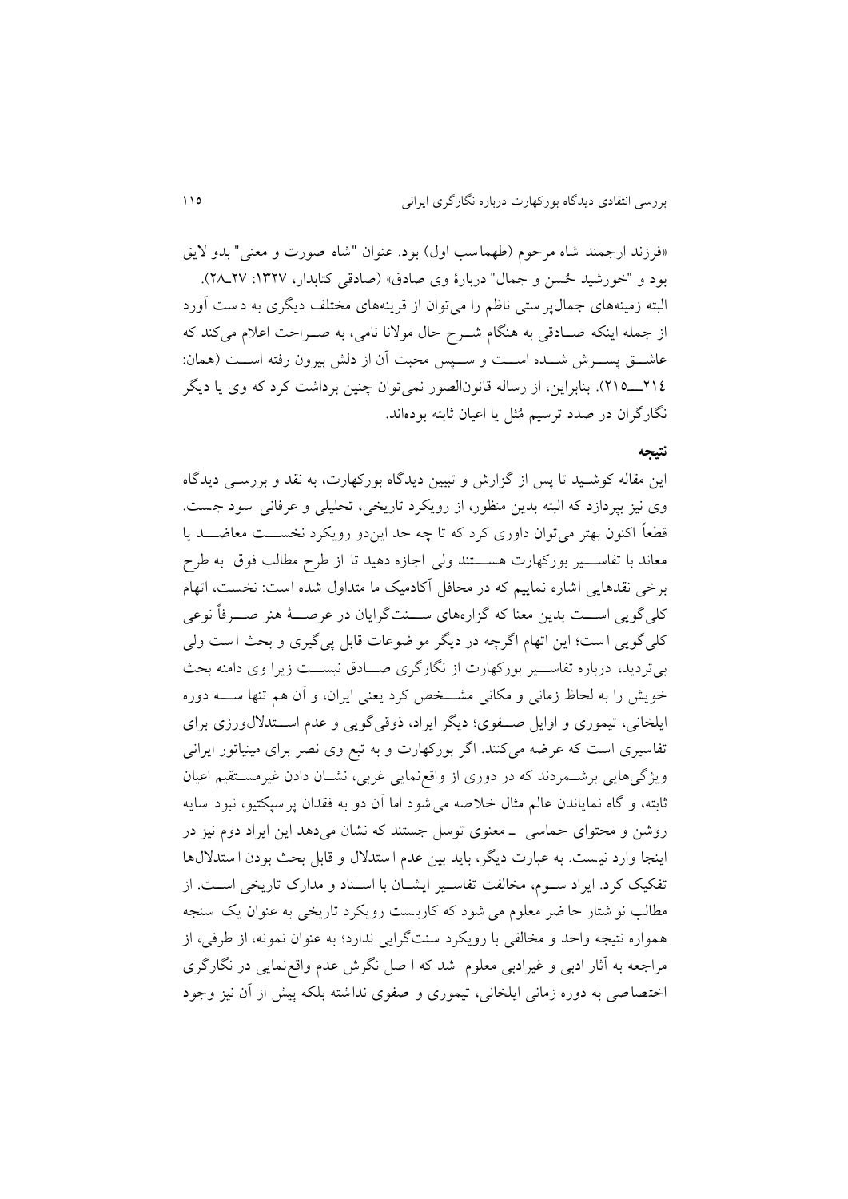«فرزند ارجمند شاه مرحوم (طهماسب اول) بود. عنوان "شاه صورت و معنی" بدو لایق بود و "خورشید حُسن و جمال" دربارهٔ وی صادق» (صادقی کتابدار، ۱۳۲۷: ۲۷ـ۲۸).

البته زمینه‌های جمال‌پرستی ناظم را می‌توان از قرینه‌های مختلف دیگری به دست آورد از جمله اینکه صادقی به هنگام شرح حال مولانا نامی، به صراحت اعلام می‌کند که عاشق پسرش شده است و سپس محبت آن از دلش بیرون رفته است (همان: ۲۱۴ـ۲۱۵). بنابراین، از رساله قانون‌الصور نمی‌توان چنین برداشت کرد که وی یا دیگر نگارگران در صدد ترسیم مُثل یا اعیان ثابته بوده‌اند.

## نتیجه

این مقاله کوشید تا پس از گزارش و تبیین دیدگاه بورکهارت، به نقد و بررسی دیدگاه وی نیز بپردازد که البته بدین منظور، از رویکرد تاریخی، تحلیلی و عرفانی سود جست. قطعاً اکنون بهتر می‌توان داوری کرد که تا چه حد این‌دو رویکرد نخست معاضد یا معاند با تفاسیر بورکهارت هستند ولی اجازه دهید تا از طرح مطالب فوق به طرح برخی نقدهایی اشاره نماییم که در محافل آکادمیک ما متداول شده است: نخست، اتهام کلی‌گویی است بدین معنا که گزاره‌های سنت‌گرایان در عرصهٔ هنر صرفاً نوعی کلی‌گویی است؛ این اتهام اگرچه در دیگر موضوعات قابل پی‌گیری و بحث است ولی بی‌تردید، درباره تفاسیر بورکهارت از نگارگری صادق نیست زیرا وی دامنه بحث خویش را به لحاظ زمانی و مکانی مشخص کرد یعنی ایران، و آن هم تنها سه دوره ایلخانی، تیموری و اوایل صفوی؛ دیگر ایراد، ذوقی‌گویی و عدم استدلال‌ورزی برای تفاسیری است که عرضه می‌کنند. اگر بورکهارت و به تبع وی نصر برای مینیاتور ایرانی ویژگی‌هایی برشمردند که در دوری از واقع‌نمایی غربی، نشان دادن غیرمستقیم اعیان ثابته، و گاه نمایاندن عالم مثال خلاصه می‌شود اما آن دو به فقدان پرسپکتیو، نبود سایه روشن و محتوای حماسی ـ معنوی توسل جستند که نشان می‌دهد این ایراد دوم نیز در اینجا وارد نیست. به عبارت دیگر، باید بین عدم استدلال و قابل بحث بودن استدلال‌ها تفکیک کرد. ایراد سوم، مخالفت تفاسیر ایشان با اسناد و مدارک تاریخی است. از مطالب نوشتار حاضر معلوم می‌شود که کاربست رویکرد تاریخی به عنوان یک سنجه همواره نتیجه واحد و مخالفی با رویکرد سنت‌گرایی ندارد؛ به عنوان نمونه، از طرفی، از مراجعه به آثار ادبی و غیرادبی معلوم شد که اصل نگرش عدم واقع‌نمایی در نگارگری اختصاصی به دوره زمانی ایلخانی، تیموری و صفوی نداشته بلکه پیش از آن نیز وجود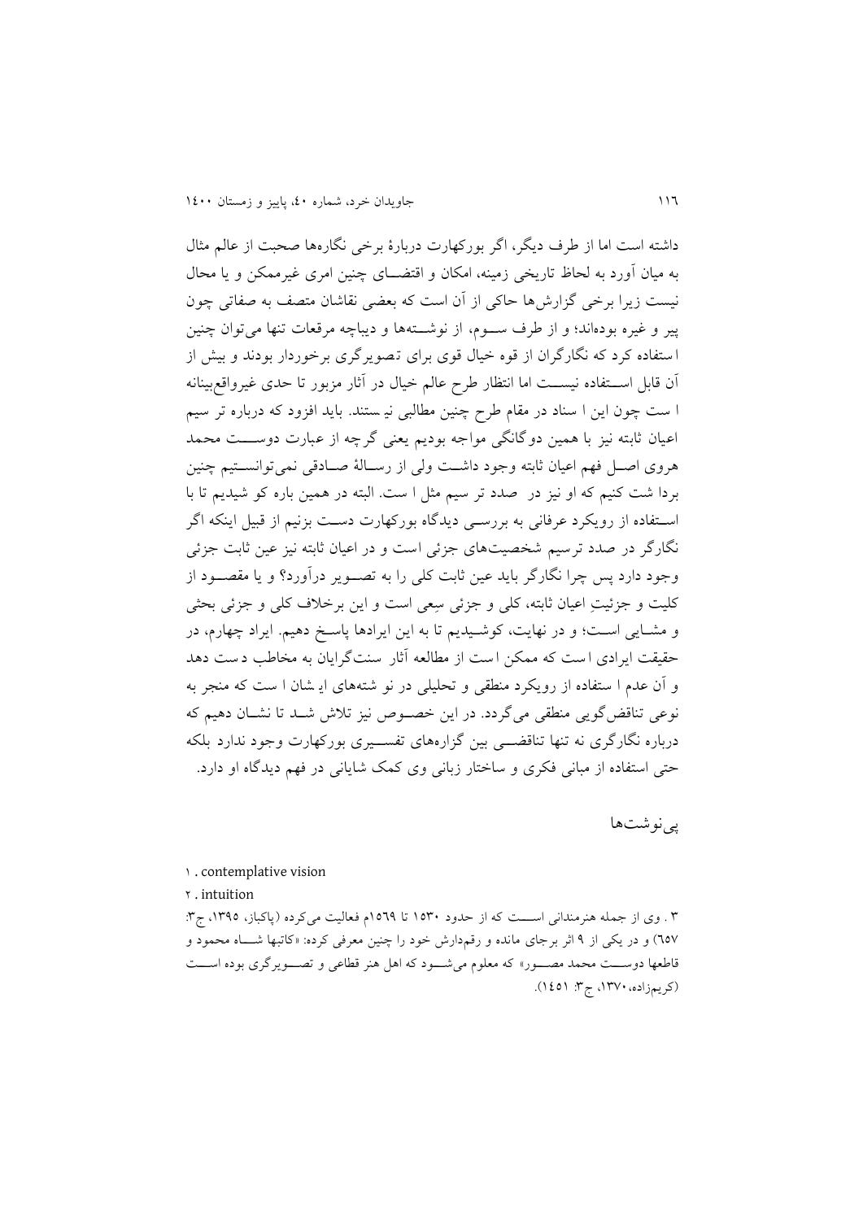داشته است اما از طرف دیگر، اگر بورکهارت دربارهٔ برخی نگاره‌ها صحبت از عالم مثال به میان آورد به لحاظ تاریخی زمینه، امکان و اقتضـای چنین امری غیرممکن و یا محال نیست زیرا برخی گزارش‌ها حاکی از آن است که بعضی نقاشان متصف به صفاتی چون پیر و غیره بوده‌اند؛ و از طرف سـوم، از نوشـته‌ها و دیباچه مرقعات تنها می‌توان چنین استفاده کرد که نگارگران از قوه خیال قوی برای تصویرگری برخوردار بودند و بیش از آن قابل اسـتفاده نیسـت اما انتظار طرح عالم خیال در آثار مزبور تا حدی غیرواقع‌بینانه است چون این اسناد در مقام طرح چنین مطالبی نیستند. باید افزود که درباره ترسیم اعیان ثابته نیز با همین دوگانگی مواجه بودیم یعنی گرچه از عبارت دوسـت محمد هروی اصـل فهم اعیان ثابته وجود داشـت ولی از رسـالهٔ صـادقی نمی‌توانسـتیم چنین برداشت کنیم که او نیز در صدد ترسیم مثل است. البته در همین باره کوشیدیم تا با اسـتفاده از رویکرد عرفانی به بررسـی دیدگاه بورکهارت دسـت بزنیم از قبیل اینکه اگر نگارگر در صدد ترسیم شخصیت‌های جزئی است و در اعیان ثابته نیز عین ثابت جزئی وجود دارد پس چرا نگارگر باید عین ثابت کلی را به تصـویر درآورد؟ و یا مقصـود از کلیت و جزئیتِ اعیان ثابته، کلی و جزئی سِعی است و این برخلاف کلی و جزئی بحثی و مشـایی اسـت؛ و در نهایت، کوشـیدیم تا به این ایرادها پاسـخ دهیم. ایراد چهارم، در حقیقت ایرادی است که ممکن است از مطالعه آثار سنت‌گرایان به مخاطب دست دهد و آن عدم استفاده از رویکرد منطقی و تحلیلی در نوشته‌های ایشان است که منجر به نوعی تناقض‌گویی منطقی می‌گردد. در این خصـوص نیز تلاش شـد تا نشـان دهیم که درباره نگارگری نه تنها تناقضـی بین گزاره‌های تفسـیری بورکهارت وجود ندارد بلکه حتی استفاده از مبانی فکری و ساختار زبانی وی کمک شایانی در فهم دیدگاه او دارد.

## پی‌نوشت‌ها

۱. contemplative vision

۲. intuition

۳. وی از جمله هنرمندانی اسـت که از حدود ۱۵۳۰ تا ۱۵۶۹م فعالیت می‌کرده (پاکباز، ۱۳۹۵، ج۳: ۶۵۷) و در یکی از ۹ اثر برجای مانده و رقم‌دارش خود را چنین معرفی کرده: «کاتبها شـاه محمود و قاطعها دوسـت محمد مصـور» که معلوم می‌شـود که اهل هنر قطاعی و تصـویرگری بوده اسـت (کریم‌زاده، ۱۳۷۰، ج۳: ۱۴۵۱).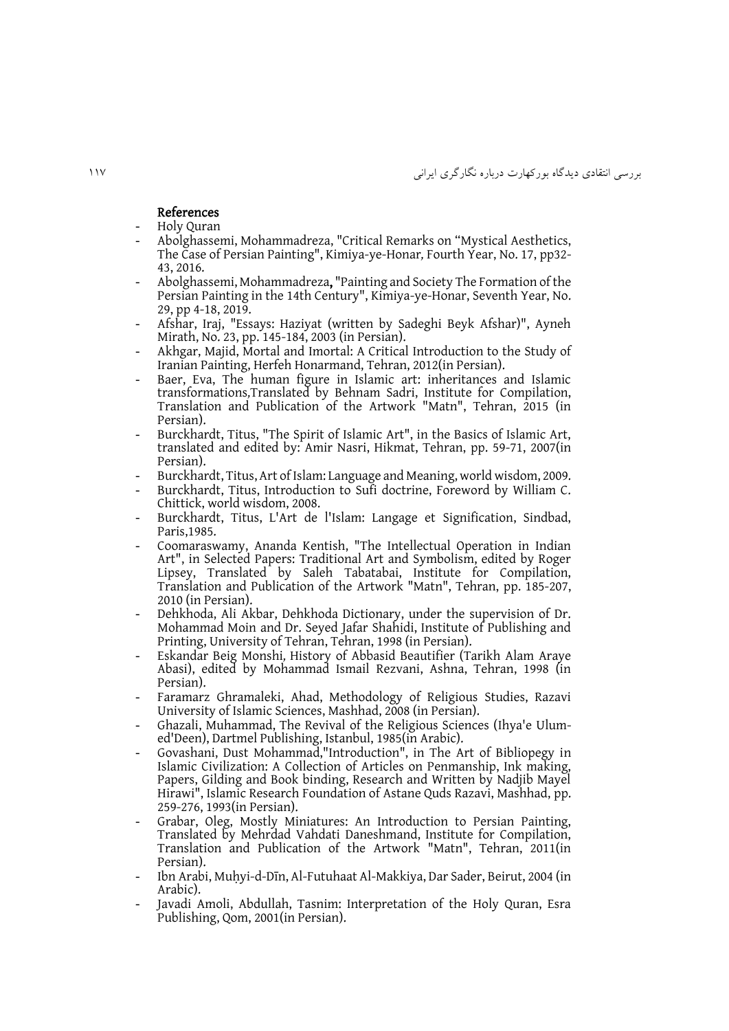## References

- Holy Quran
- Abolghassemi, Mohammadreza, "Critical Remarks on "Mystical Aesthetics, The Case of Persian Painting", Kimiya-ye-Honar, Fourth Year, No. 17, pp32-43, 2016.
- Abolghassemi, Mohammadreza**,** "Painting and Society The Formation of the Persian Painting in the 14th Century", Kimiya-ye-Honar, Seventh Year, No. 29, pp 4-18, 2019.
- Afshar, Iraj, "Essays: Haziyat (written by Sadeghi Beyk Afshar)", Ayneh Mirath, No. 23, pp. 145-184, 2003 (in Persian).
- Akhgar, Majid, Mortal and Imortal: A Critical Introduction to the Study of Iranian Painting, Herfeh Honarmand, Tehran, 2012(in Persian).
- Baer, Eva, The human figure in Islamic art: inheritances and Islamic transformations,Translated by Behnam Sadri, Institute for Compilation, Translation and Publication of the Artwork "Matn", Tehran, 2015 (in Persian).
- Burckhardt, Titus, "The Spirit of Islamic Art", in the Basics of Islamic Art, translated and edited by: Amir Nasri, Hikmat, Tehran, pp. 59-71, 2007(in Persian).
- Burckhardt, Titus, Art of Islam: Language and Meaning, world wisdom, 2009.
- Burckhardt, Titus, Introduction to Sufi doctrine, Foreword by William C. Chittick, world wisdom, 2008.
- Burckhardt, Titus, L'Art de l'Islam: Langage et Signification, Sindbad, Paris,1985.
- Coomaraswamy, Ananda Kentish, "The Intellectual Operation in Indian Art", in Selected Papers: Traditional Art and Symbolism, edited by Roger Lipsey, Translated by Saleh Tabatabai, Institute for Compilation, Translation and Publication of the Artwork "Matn", Tehran, pp. 185-207, 2010 (in Persian).
- Dehkhoda, Ali Akbar, Dehkhoda Dictionary, under the supervision of Dr. Mohammad Moin and Dr. Seyed Jafar Shahidi, Institute of Publishing and Printing, University of Tehran, Tehran, 1998 (in Persian).
- Eskandar Beig Monshi, History of Abbasid Beautifier (Tarikh Alam Araye Abasi), edited by Mohammad Ismail Rezvani, Ashna, Tehran, 1998 (in Persian).
- Faramarz Ghramaleki, Ahad, Methodology of Religious Studies, Razavi University of Islamic Sciences, Mashhad, 2008 (in Persian).
- Ghazali, Muhammad, The Revival of the Religious Sciences (Ihya'e Ulum-ed'Deen), Dartmel Publishing, Istanbul, 1985(in Arabic).
- Govashani, Dust Mohammad,"Introduction", in The Art of Bibliopegy in Islamic Civilization: A Collection of Articles on Penmanship, Ink making, Papers, Gilding and Book binding, Research and Written by Nadjib Mayel Hirawi", Islamic Research Foundation of Astane Quds Razavi, Mashhad, pp. 259-276, 1993(in Persian).
- Grabar, Oleg, Mostly Miniatures: An Introduction to Persian Painting, Translated by Mehrdad Vahdati Daneshmand, Institute for Compilation, Translation and Publication of the Artwork "Matn", Tehran, 2011(in Persian).
- Ibn Arabi, Muḥyi-d-Dīn, Al-Futuhaat Al-Makkiya, Dar Sader, Beirut, 2004 (in Arabic).
- Javadi Amoli, Abdullah, Tasnim: Interpretation of the Holy Quran, Esra Publishing, Qom, 2001(in Persian).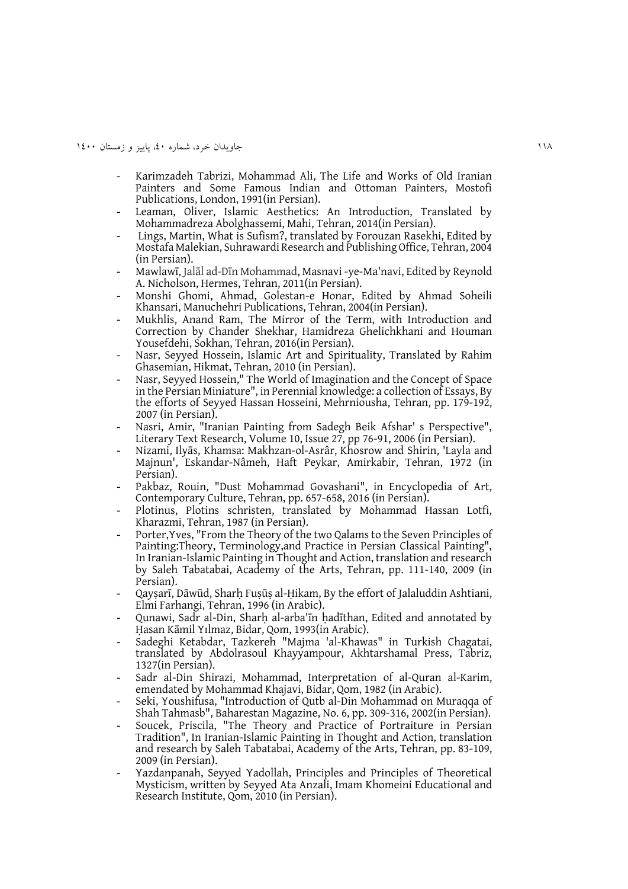- Karimzadeh Tabrizi, Mohammad Ali, The Life and Works of Old Iranian Painters and Some Famous Indian and Ottoman Painters, Mostofi Publications, London, 1991(in Persian).
- Leaman, Oliver, Islamic Aesthetics: An Introduction, Translated by Mohammadreza Abolghassemi, Mahi, Tehran, 2014(in Persian).
- Lings, Martin, What is Sufism?, translated by Forouzan Rasekhi, Edited by Mostafa Malekian, Suhrawardi Research and Publishing Office, Tehran, 2004 (in Persian).
- Mawlawī, Jalāl ad-Dīn Mohammad, Masnavi -ye-Ma'navi, Edited by Reynold A. Nicholson, Hermes, Tehran, 2011(in Persian).
- Monshi Ghomi, Ahmad, Golestan-e Honar, Edited by Ahmad Soheili Khansari, Manuchehri Publications, Tehran, 2004(in Persian).
- Mukhlis, Anand Ram, The Mirror of the Term, with Introduction and Correction by Chander Shekhar, Hamidreza Ghelichkhani and Houman Yousefdehi, Sokhan, Tehran, 2016(in Persian).
- Nasr, Seyyed Hossein, Islamic Art and Spirituality, Translated by Rahim Ghasemian, Hikmat, Tehran, 2010 (in Persian).
- Nasr, Seyyed Hossein," The World of Imagination and the Concept of Space in the Persian Miniature", in Perennial knowledge: a collection of Essays, By the efforts of Seyyed Hassan Hosseini, Mehrniousha, Tehran, pp. 179-192, 2007 (in Persian).
- Nasri, Amir, "Iranian Painting from Sadegh Beik Afshar' s Perspective", Literary Text Research, Volume 10, Issue 27, pp 76-91, 2006 (in Persian).
- Nizami, Ilyās, Khamsa: Makhzan-ol-Asrâr, Khosrow and Shirin, 'Layla and Majnun', Eskandar-Nâmeh, Haft Peykar, Amirkabir, Tehran, 1972 (in Persian).
- Pakbaz, Rouin, "Dust Mohammad Govashani", in Encyclopedia of Art, Contemporary Culture, Tehran, pp. 657-658, 2016 (in Persian).
- Plotinus, Plotins schristen, translated by Mohammad Hassan Lotfi, Kharazmi, Tehran, 1987 (in Persian).
- Porter,Yves, "From the Theory of the two Qalams to the Seven Principles of Painting:Theory, Terminology,and Practice in Persian Classical Painting", In Iranian-Islamic Painting in Thought and Action, translation and research by Saleh Tabatabai, Academy of the Arts, Tehran, pp. 111-140, 2009 (in Persian).
- Qayṣarī, Dāwūd, Sharḥ Fuṣūṣ al-Ḥikam, By the effort of Jalaluddin Ashtiani, Elmi Farhangi, Tehran, 1996 (in Arabic).
- Qunawi, Sadr al-Din, Sharḥ al-arba'īn ḥadīthan, Edited and annotated by Ḥasan Kāmil Yılmaz, Bidar, Qom, 1993(in Arabic).
- Sadeghi Ketabdar, Tazkereh "Majma 'al-Khawas" in Turkish Chagatai, translated by Abdolrasoul Khayyampour, Akhtarshamal Press, Tabriz, 1327(in Persian).
- Sadr al-Din Shirazi, Mohammad, Interpretation of al-Quran al-Karim, emendated by Mohammad Khajavi, Bidar, Qom, 1982 (in Arabic).
- Seki, Youshifusa, "Introduction of Qutb al-Din Mohammad on Muraqqa of Shah Tahmasb", Baharestan Magazine, No. 6, pp. 309-316, 2002(in Persian).
- Soucek, Priscila, "The Theory and Practice of Portraiture in Persian Tradition", In Iranian-Islamic Painting in Thought and Action, translation and research by Saleh Tabatabai, Academy of the Arts, Tehran, pp. 83-109, 2009 (in Persian).
- Yazdanpanah, Seyyed Yadollah, Principles and Principles of Theoretical Mysticism, written by Seyyed Ata Anzali, Imam Khomeini Educational and Research Institute, Qom, 2010 (in Persian).